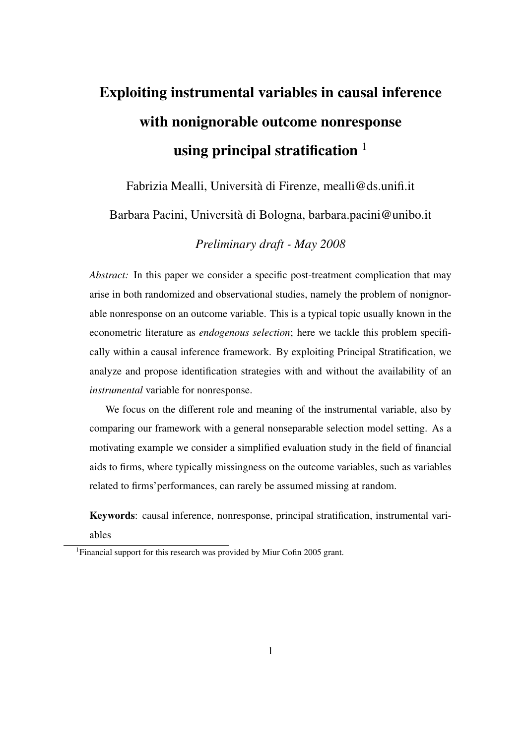# Exploiting instrumental variables in causal inference with nonignorable outcome nonresponse using principal stratification [1]

Fabrizia Mealli, Università di Firenze, mealli@ds.unifi.it

Barbara Pacini, Università di Bologna, barbara.pacini@unibo.it

*Preliminary draft - May 2008*

*Abstract:* In this paper we consider a specific post-treatment complication that may arise in both randomized and observational studies, namely the problem of nonignorable nonresponse on an outcome variable. This is a typical topic usually known in the econometric literature as *endogenous selection*; here we tackle this problem specifically within a causal inference framework. By exploiting Principal Stratification, we analyze and propose identification strategies with and without the availability of an *instrumental* variable for nonresponse.

We focus on the different role and meaning of the instrumental variable, also by comparing our framework with a general nonseparable selection model setting. As a motivating example we consider a simplified evaluation study in the field of financial aids to firms, where typically missingness on the outcome variables, such as variables related to firms'performances, can rarely be assumed missing at random.

**Keywords**: causal inference, nonresponse, principal stratification, instrumental variables

[1] Financial support for this research was provided by Miur Cofin 2005 grant.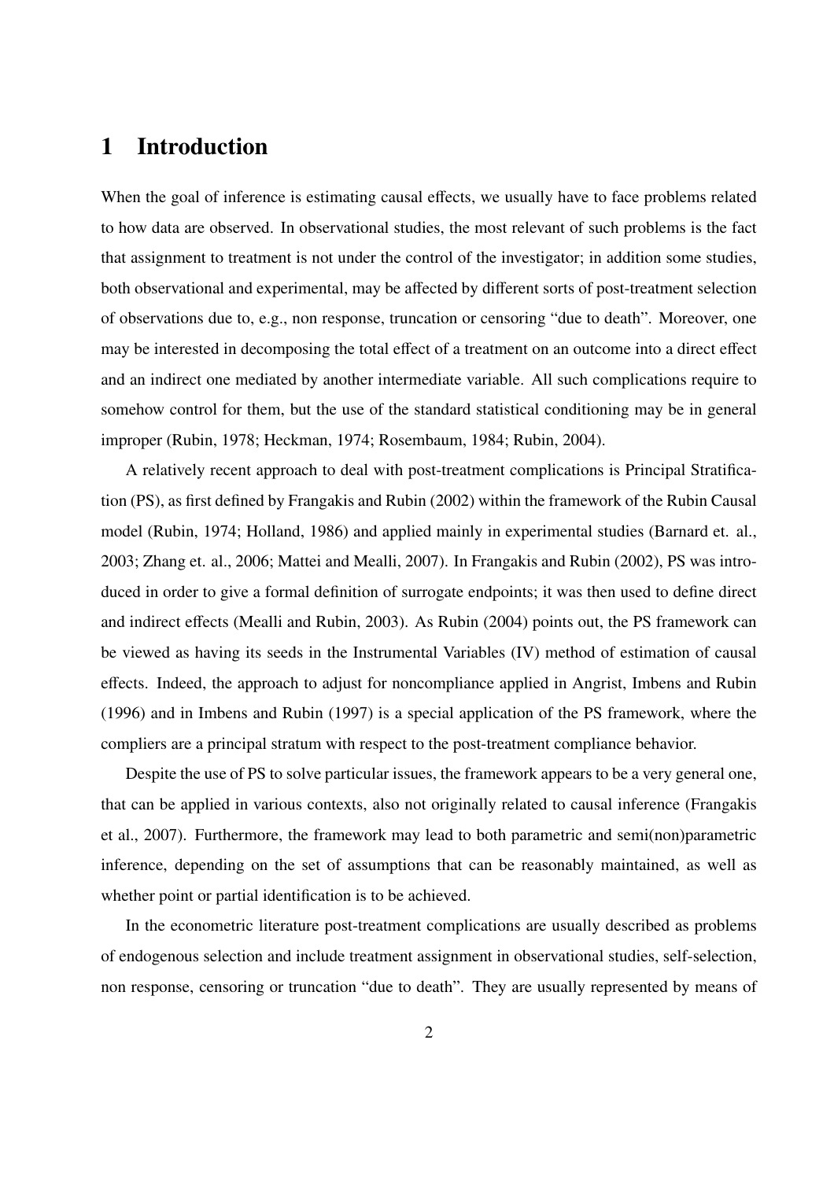# 1 Introduction

When the goal of inference is estimating causal effects, we usually have to face problems related to how data are observed. In observational studies, the most relevant of such problems is the fact that assignment to treatment is not under the control of the investigator; in addition some studies, both observational and experimental, may be affected by different sorts of post-treatment selection of observations due to, e.g., non response, truncation or censoring "due to death". Moreover, one may be interested in decomposing the total effect of a treatment on an outcome into a direct effect and an indirect one mediated by another intermediate variable. All such complications require to somehow control for them, but the use of the standard statistical conditioning may be in general improper (Rubin, 1978; Heckman, 1974; Rosembaum, 1984; Rubin, 2004).

A relatively recent approach to deal with post-treatment complications is Principal Stratification (PS), as first defined by Frangakis and Rubin (2002) within the framework of the Rubin Causal model (Rubin, 1974; Holland, 1986) and applied mainly in experimental studies (Barnard et. al., 2003; Zhang et. al., 2006; Mattei and Mealli, 2007). In Frangakis and Rubin (2002), PS was introduced in order to give a formal definition of surrogate endpoints; it was then used to define direct and indirect effects (Mealli and Rubin, 2003). As Rubin (2004) points out, the PS framework can be viewed as having its seeds in the Instrumental Variables (IV) method of estimation of causal effects. Indeed, the approach to adjust for noncompliance applied in Angrist, Imbens and Rubin (1996) and in Imbens and Rubin (1997) is a special application of the PS framework, where the compliers are a principal stratum with respect to the post-treatment compliance behavior.

Despite the use of PS to solve particular issues, the framework appears to be a very general one, that can be applied in various contexts, also not originally related to causal inference (Frangakis et al., 2007). Furthermore, the framework may lead to both parametric and semi(non)parametric inference, depending on the set of assumptions that can be reasonably maintained, as well as whether point or partial identification is to be achieved.

In the econometric literature post-treatment complications are usually described as problems of endogenous selection and include treatment assignment in observational studies, self-selection, non response, censoring or truncation "due to death". They are usually represented by means of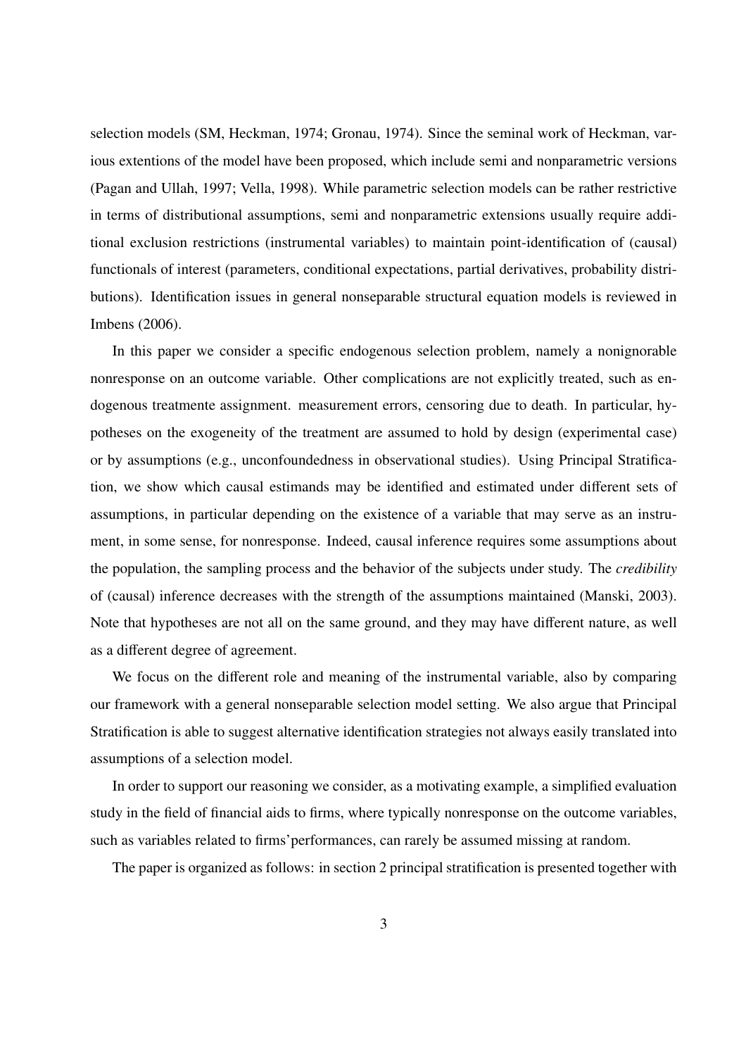selection models (SM, Heckman, 1974; Gronau, 1974). Since the seminal work of Heckman, various extentions of the model have been proposed, which include semi and nonparametric versions (Pagan and Ullah, 1997; Vella, 1998). While parametric selection models can be rather restrictive in terms of distributional assumptions, semi and nonparametric extensions usually require additional exclusion restrictions (instrumental variables) to maintain point-identification of (causal) functionals of interest (parameters, conditional expectations, partial derivatives, probability distributions). Identification issues in general nonseparable structural equation models is reviewed in Imbens (2006).

In this paper we consider a specific endogenous selection problem, namely a nonignorable nonresponse on an outcome variable. Other complications are not explicitly treated, such as endogenous treatmente assignment. measurement errors, censoring due to death. In particular, hypotheses on the exogeneity of the treatment are assumed to hold by design (experimental case) or by assumptions (e.g., unconfoundedness in observational studies). Using Principal Stratification, we show which causal estimands may be identified and estimated under different sets of assumptions, in particular depending on the existence of a variable that may serve as an instrument, in some sense, for nonresponse. Indeed, causal inference requires some assumptions about the population, the sampling process and the behavior of the subjects under study. The *credibility* of (causal) inference decreases with the strength of the assumptions maintained (Manski, 2003). Note that hypotheses are not all on the same ground, and they may have different nature, as well as a different degree of agreement.

We focus on the different role and meaning of the instrumental variable, also by comparing our framework with a general nonseparable selection model setting. We also argue that Principal Stratification is able to suggest alternative identification strategies not always easily translated into assumptions of a selection model.

In order to support our reasoning we consider, as a motivating example, a simplified evaluation study in the field of financial aids to firms, where typically nonresponse on the outcome variables, such as variables related to firms'performances, can rarely be assumed missing at random.

The paper is organized as follows: in section 2 principal stratification is presented together with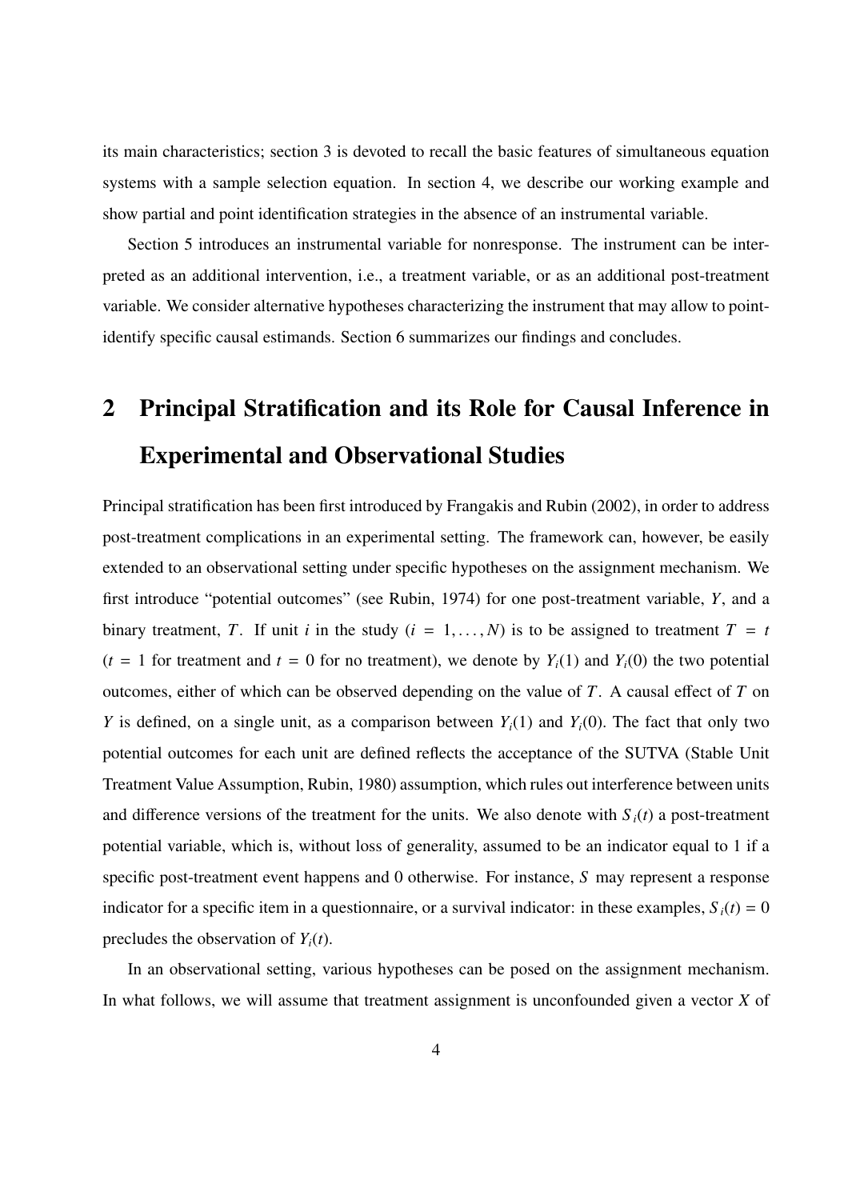its main characteristics; section 3 is devoted to recall the basic features of simultaneous equation systems with a sample selection equation. In section 4, we describe our working example and show partial and point identification strategies in the absence of an instrumental variable.

Section 5 introduces an instrumental variable for nonresponse. The instrument can be interpreted as an additional intervention, i.e., a treatment variable, or as an additional post-treatment variable. We consider alternative hypotheses characterizing the instrument that may allow to point-identify specific causal estimands. Section 6 summarizes our findings and concludes.

# 2 Principal Stratification and its Role for Causal Inference in Experimental and Observational Studies

Principal stratification has been first introduced by Frangakis and Rubin (2002), in order to address post-treatment complications in an experimental setting. The framework can, however, be easily extended to an observational setting under specific hypotheses on the assignment mechanism. We first introduce "potential outcomes" (see Rubin, 1974) for one post-treatment variable, $Y$, and a binary treatment, $T$. If unit $i$ in the study ($i = 1, \dots, N$) is to be assigned to treatment $T = t$ ($t = 1$ for treatment and $t = 0$ for no treatment), we denote by $Y_i(1)$ and $Y_i(0)$ the two potential outcomes, either of which can be observed depending on the value of $T$. A causal effect of $T$ on $Y$ is defined, on a single unit, as a comparison between $Y_i(1)$ and $Y_i(0)$. The fact that only two potential outcomes for each unit are defined reflects the acceptance of the SUTVA (Stable Unit Treatment Value Assumption, Rubin, 1980) assumption, which rules out interference between units and difference versions of the treatment for the units. We also denote with $S_i(t)$ a post-treatment potential variable, which is, without loss of generality, assumed to be an indicator equal to 1 if a specific post-treatment event happens and 0 otherwise. For instance, $S$ may represent a response indicator for a specific item in a questionnaire, or a survival indicator: in these examples, $S_i(t) = 0$ precludes the observation of $Y_i(t)$.

In an observational setting, various hypotheses can be posed on the assignment mechanism. In what follows, we will assume that treatment assignment is unconfounded given a vector $X$ of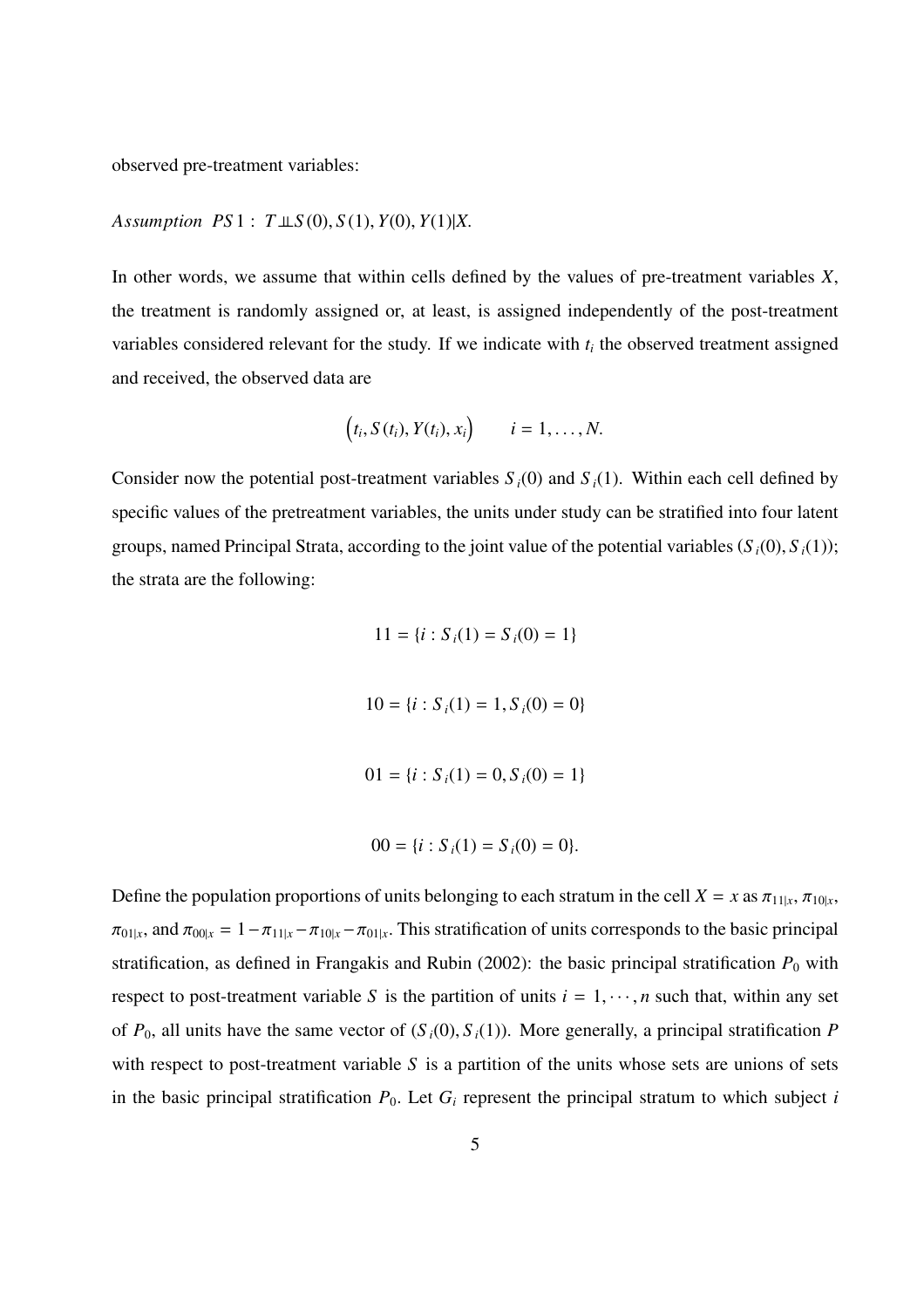observed pre-treatment variables:

*Assumption PS*1 : $T \perp\!\!\!\perp S(0), S(1), Y(0), Y(1)|X.$

In other words, we assume that within cells defined by the values of pre-treatment variables $X$, the treatment is randomly assigned or, at least, is assigned independently of the post-treatment variables considered relevant for the study. If we indicate with $t_i$ the observed treatment assigned and received, the observed data are

$$\left(t_i, S(t_i), Y(t_i), x_i\right) \qquad i = 1, \ldots, N.$$

Consider now the potential post-treatment variables $S_i(0)$ and $S_i(1)$. Within each cell defined by specific values of the pretreatment variables, the units under study can be stratified into four latent groups, named Principal Strata, according to the joint value of the potential variables $(S_i(0), S_i(1))$; the strata are the following:

$$11 = \{i : S_i(1) = S_i(0) = 1\}$$

$$10 = \{i : S_i(1) = 1, S_i(0) = 0\}$$

$$01 = \{i : S_i(1) = 0, S_i(0) = 1\}$$

$$00 = \{i : S_i(1) = S_i(0) = 0\}.$$

Define the population proportions of units belonging to each stratum in the cell $X = x$ as $\pi_{11|x}$, $\pi_{10|x}$, $\pi_{01|x}$, and $\pi_{00|x} = 1 - \pi_{11|x} - \pi_{10|x} - \pi_{01|x}$. This stratification of units corresponds to the basic principal stratification, as defined in Frangakis and Rubin (2002): the basic principal stratification $P_0$ with respect to post-treatment variable $S$ is the partition of units $i = 1, \cdots, n$ such that, within any set of $P_0$, all units have the same vector of $(S_i(0), S_i(1))$. More generally, a principal stratification $P$ with respect to post-treatment variable $S$ is a partition of the units whose sets are unions of sets in the basic principal stratification $P_0$. Let $G_i$ represent the principal stratum to which subject $i$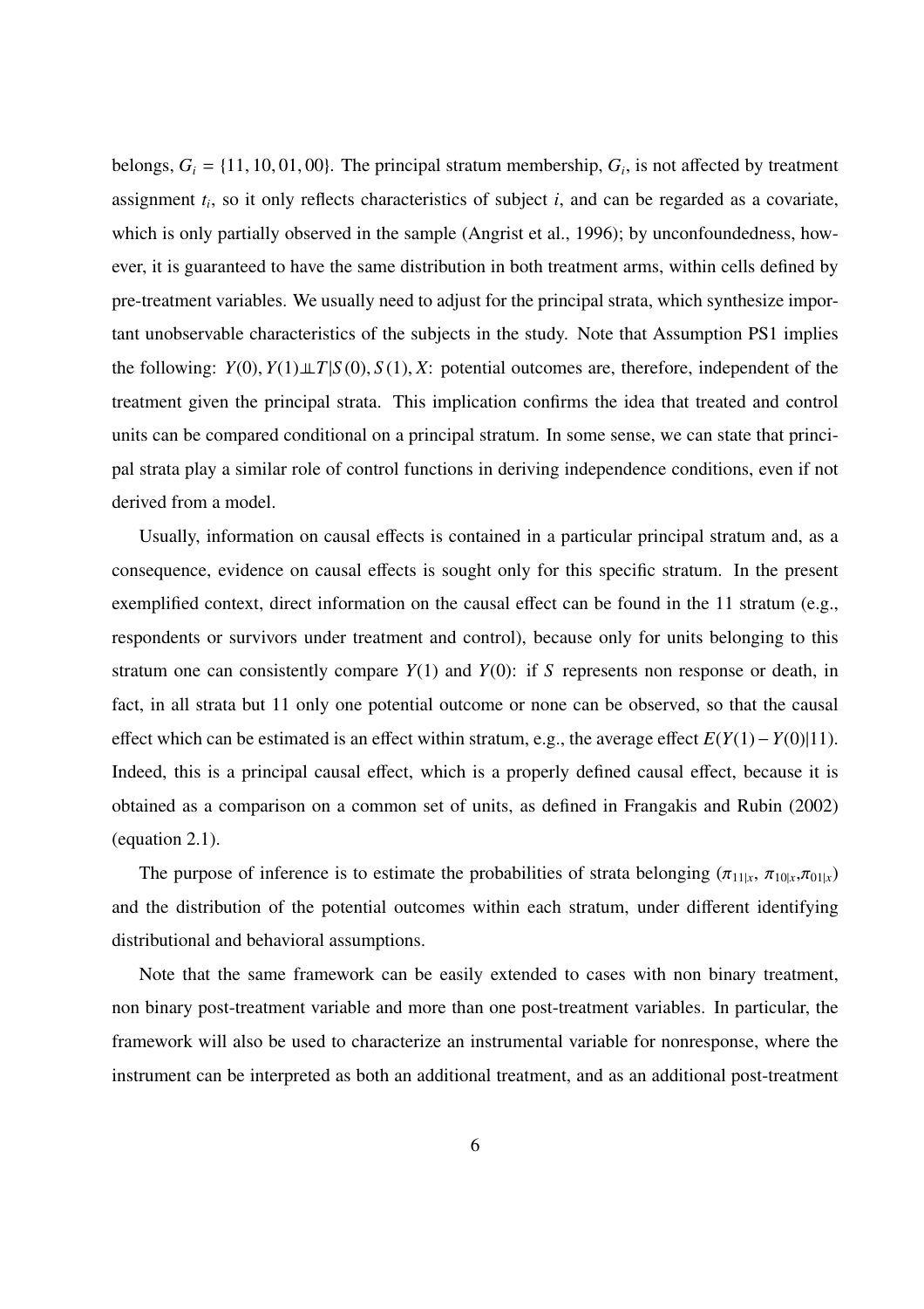belongs, $G_i = \{11, 10, 01, 00\}$. The principal stratum membership, $G_i$, is not affected by treatment assignment $t_i$, so it only reflects characteristics of subject $i$, and can be regarded as a covariate, which is only partially observed in the sample (Angrist et al., 1996); by unconfoundedness, however, it is guaranteed to have the same distribution in both treatment arms, within cells defined by pre-treatment variables. We usually need to adjust for the principal strata, which synthesize important unobservable characteristics of the subjects in the study. Note that Assumption PS1 implies the following: $Y(0), Y(1) \perp\!\!\!\perp T | S(0), S(1), X$: potential outcomes are, therefore, independent of the treatment given the principal strata. This implication confirms the idea that treated and control units can be compared conditional on a principal stratum. In some sense, we can state that principal strata play a similar role of control functions in deriving independence conditions, even if not derived from a model.

Usually, information on causal effects is contained in a particular principal stratum and, as a consequence, evidence on causal effects is sought only for this specific stratum. In the present exemplified context, direct information on the causal effect can be found in the 11 stratum (e.g., respondents or survivors under treatment and control), because only for units belonging to this stratum one can consistently compare $Y(1)$ and $Y(0)$: if $S$ represents non response or death, in fact, in all strata but 11 only one potential outcome or none can be observed, so that the causal effect which can be estimated is an effect within stratum, e.g., the average effect $E(Y(1) - Y(0)|11)$. Indeed, this is a principal causal effect, which is a properly defined causal effect, because it is obtained as a comparison on a common set of units, as defined in Frangakis and Rubin (2002) (equation 2.1).

The purpose of inference is to estimate the probabilities of strata belonging ($\pi_{11|x}$, $\pi_{10|x}$,$\pi_{01|x}$) and the distribution of the potential outcomes within each stratum, under different identifying distributional and behavioral assumptions.

Note that the same framework can be easily extended to cases with non binary treatment, non binary post-treatment variable and more than one post-treatment variables. In particular, the framework will also be used to characterize an instrumental variable for nonresponse, where the instrument can be interpreted as both an additional treatment, and as an additional post-treatment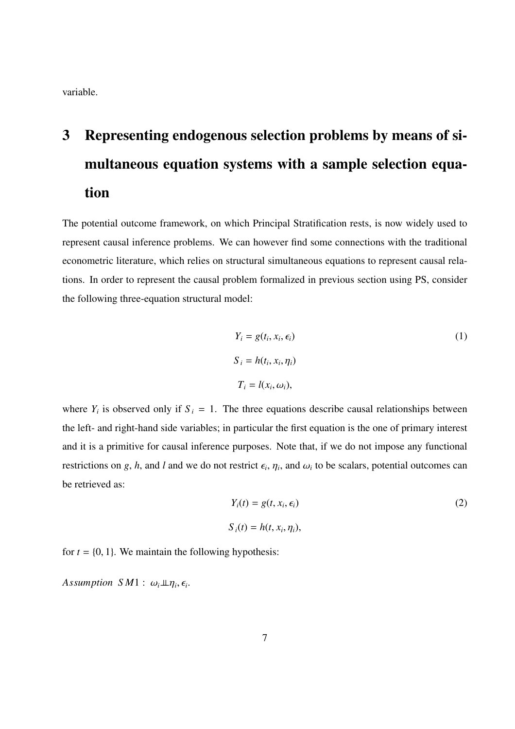variable.

# 3 Representing endogenous selection problems by means of simultaneous equation systems with a sample selection equation

The potential outcome framework, on which Principal Stratification rests, is now widely used to represent causal inference problems. We can however find some connections with the traditional econometric literature, which relies on structural simultaneous equations to represent causal relations. In order to represent the causal problem formalized in previous section using PS, consider the following three-equation structural model:

$$
\begin{aligned}
Y_i &= g(t_i, x_i, \epsilon_i) \qquad (1)\\
S_i &= h(t_i, x_i, \eta_i)\\
T_i &= l(x_i, \omega_i),
\end{aligned}
$$

where $Y_i$ is observed only if $S_i = 1$. The three equations describe causal relationships between the left- and right-hand side variables; in particular the first equation is the one of primary interest and it is a primitive for causal inference purposes. Note that, if we do not impose any functional restrictions on $g$, $h$, and $l$ and we do not restrict $\epsilon_i$, $\eta_i$, and $\omega_i$ to be scalars, potential outcomes can be retrieved as:

$$
\begin{aligned}
Y_i(t) &= g(t, x_i, \epsilon_i) \qquad (2)\\
S_i(t) &= h(t, x_i, \eta_i),
\end{aligned}
$$

for $t = \{0, 1\}$. We maintain the following hypothesis:

*Assumption SM1 :* $\omega_i \perp\!\!\!\perp \eta_i, \epsilon_i$.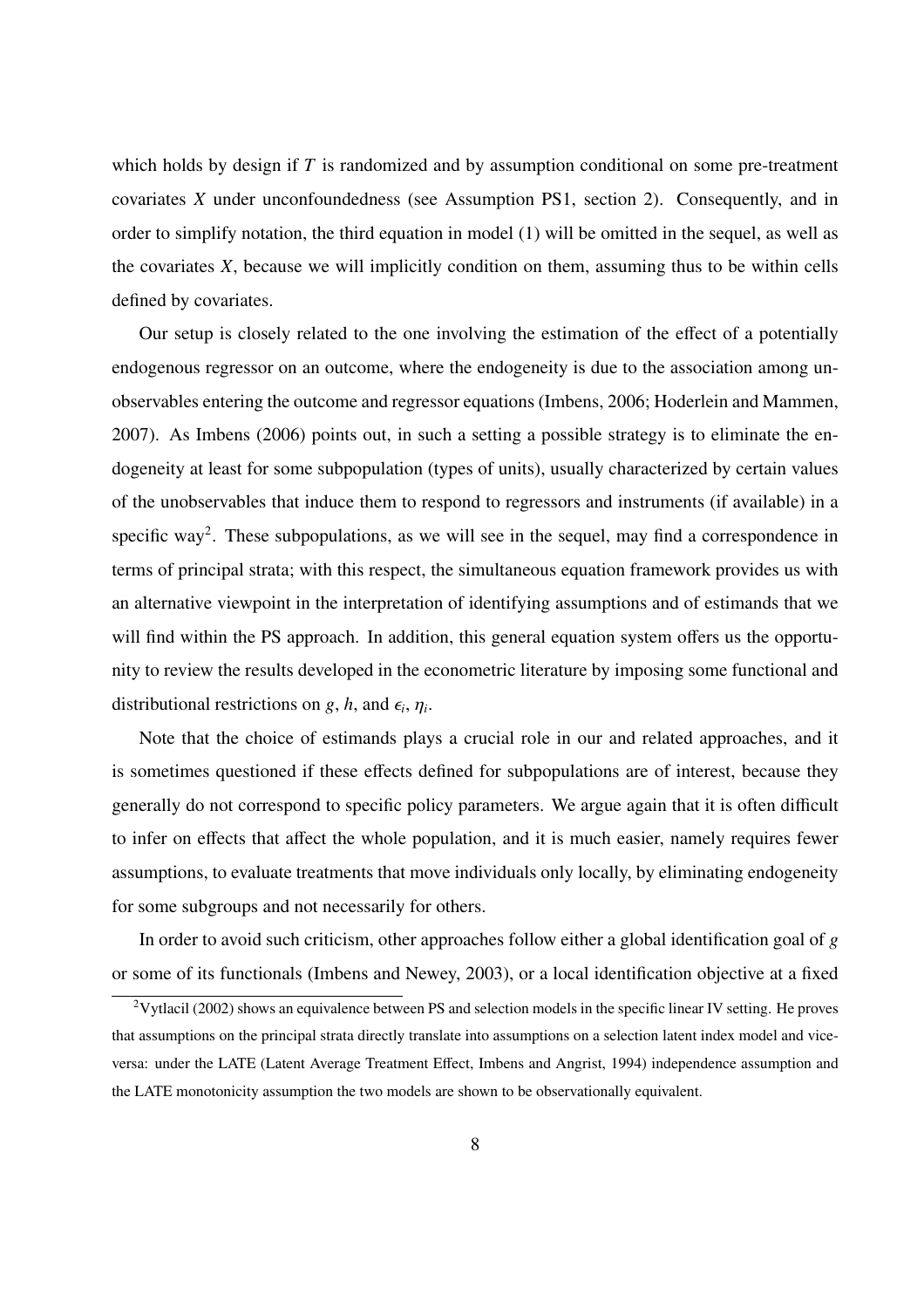which holds by design if $T$ is randomized and by assumption conditional on some pre-treatment covariates $X$ under unconfoundedness (see Assumption PS1, section 2). Consequently, and in order to simplify notation, the third equation in model (1) will be omitted in the sequel, as well as the covariates $X$, because we will implicitly condition on them, assuming thus to be within cells defined by covariates.

Our setup is closely related to the one involving the estimation of the effect of a potentially endogenous regressor on an outcome, where the endogeneity is due to the association among unobservables entering the outcome and regressor equations (Imbens, 2006; Hoderlein and Mammen, 2007). As Imbens (2006) points out, in such a setting a possible strategy is to eliminate the endogeneity at least for some subpopulation (types of units), usually characterized by certain values of the unobservables that induce them to respond to regressors and instruments (if available) in a specific way[2]. These subpopulations, as we will see in the sequel, may find a correspondence in terms of principal strata; with this respect, the simultaneous equation framework provides us with an alternative viewpoint in the interpretation of identifying assumptions and of estimands that we will find within the PS approach. In addition, this general equation system offers us the opportunity to review the results developed in the econometric literature by imposing some functional and distributional restrictions on $g$, $h$, and $\epsilon_i$, $\eta_i$.

Note that the choice of estimands plays a crucial role in our and related approaches, and it is sometimes questioned if these effects defined for subpopulations are of interest, because they generally do not correspond to specific policy parameters. We argue again that it is often difficult to infer on effects that affect the whole population, and it is much easier, namely requires fewer assumptions, to evaluate treatments that move individuals only locally, by eliminating endogeneity for some subgroups and not necessarily for others.

In order to avoid such criticism, other approaches follow either a global identification goal of $g$ or some of its functionals (Imbens and Newey, 2003), or a local identification objective at a fixed

[2] Vytlacil (2002) shows an equivalence between PS and selection models in the specific linear IV setting. He proves that assumptions on the principal strata directly translate into assumptions on a selection latent index model and vice-versa: under the LATE (Latent Average Treatment Effect, Imbens and Angrist, 1994) independence assumption and the LATE monotonicity assumption the two models are shown to be observationally equivalent.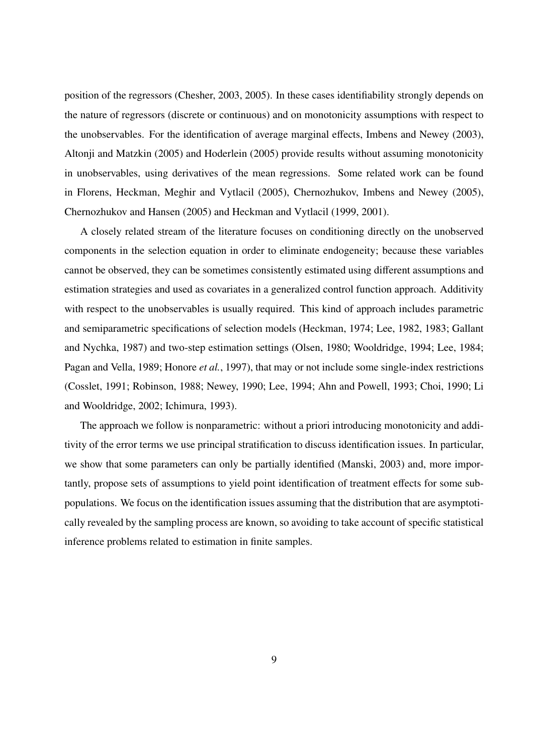position of the regressors (Chesher, 2003, 2005). In these cases identifiability strongly depends on the nature of regressors (discrete or continuous) and on monotonicity assumptions with respect to the unobservables. For the identification of average marginal effects, Imbens and Newey (2003), Altonji and Matzkin (2005) and Hoderlein (2005) provide results without assuming monotonicity in unobservables, using derivatives of the mean regressions. Some related work can be found in Florens, Heckman, Meghir and Vytlacil (2005), Chernozhukov, Imbens and Newey (2005), Chernozhukov and Hansen (2005) and Heckman and Vytlacil (1999, 2001).

A closely related stream of the literature focuses on conditioning directly on the unobserved components in the selection equation in order to eliminate endogeneity; because these variables cannot be observed, they can be sometimes consistently estimated using different assumptions and estimation strategies and used as covariates in a generalized control function approach. Additivity with respect to the unobservables is usually required. This kind of approach includes parametric and semiparametric specifications of selection models (Heckman, 1974; Lee, 1982, 1983; Gallant and Nychka, 1987) and two-step estimation settings (Olsen, 1980; Wooldridge, 1994; Lee, 1984; Pagan and Vella, 1989; Honore *et al.*, 1997), that may or not include some single-index restrictions (Cosslet, 1991; Robinson, 1988; Newey, 1990; Lee, 1994; Ahn and Powell, 1993; Choi, 1990; Li and Wooldridge, 2002; Ichimura, 1993).

The approach we follow is nonparametric: without a priori introducing monotonicity and additivity of the error terms we use principal stratification to discuss identification issues. In particular, we show that some parameters can only be partially identified (Manski, 2003) and, more importantly, propose sets of assumptions to yield point identification of treatment effects for some subpopulations. We focus on the identification issues assuming that the distribution that are asymptotically revealed by the sampling process are known, so avoiding to take account of specific statistical inference problems related to estimation in finite samples.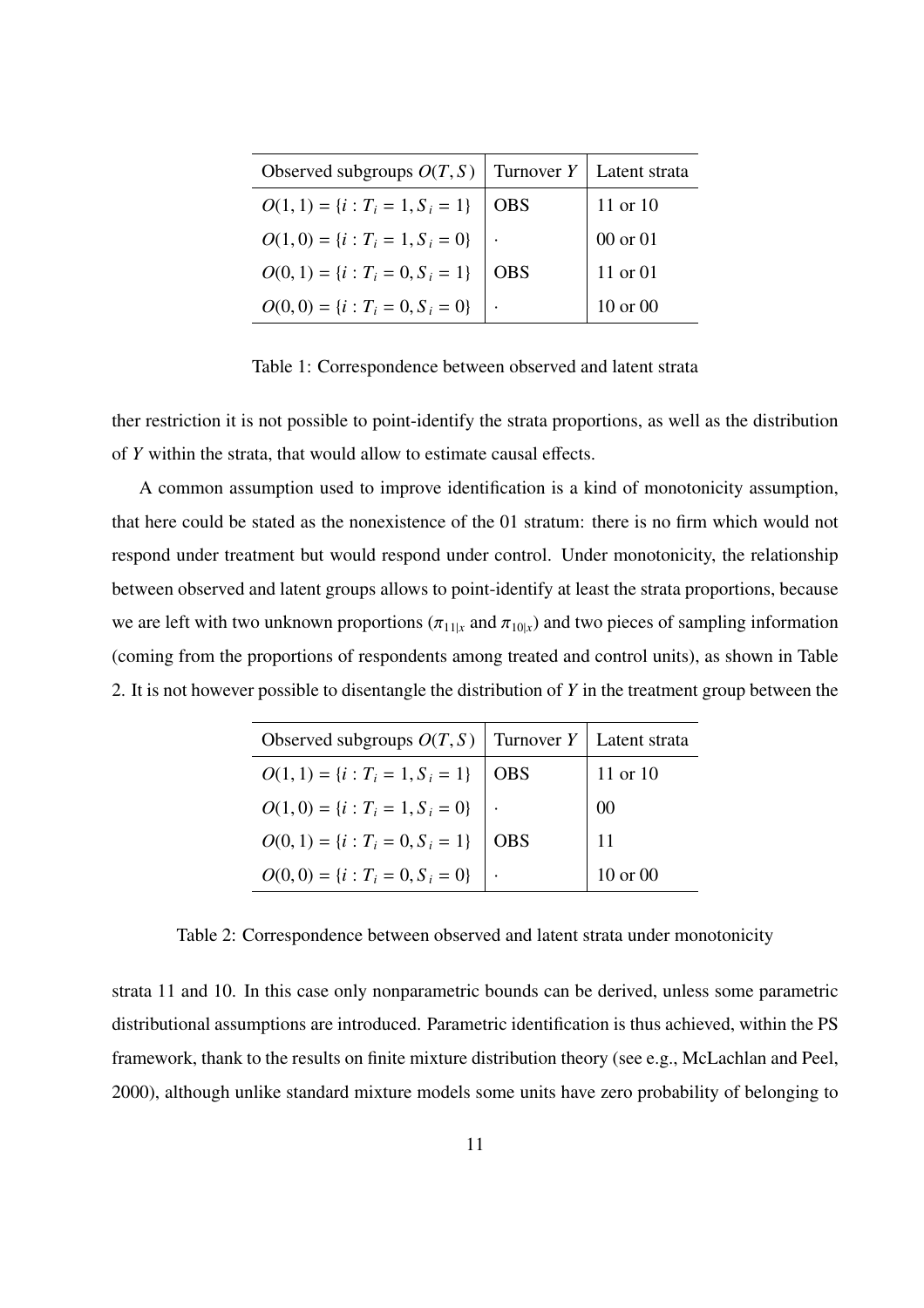| Observed subgroups $O(T,S)$ | Turnover $Y$ | Latent strata |
|---|---|---|
| $O(1,1) = \{i : T_i = 1, S_i = 1\}$ | OBS | 11 or 10 |
| $O(1,0) = \{i : T_i = 1, S_i = 0\}$ | · | 00 or 01 |
| $O(0,1) = \{i : T_i = 0, S_i = 1\}$ | OBS | 11 or 01 |
| $O(0,0) = \{i : T_i = 0, S_i = 0\}$ | · | 10 or 00 |

Table 1: Correspondence between observed and latent strata

ther restriction it is not possible to point-identify the strata proportions, as well as the distribution of $Y$ within the strata, that would allow to estimate causal effects.

A common assumption used to improve identification is a kind of monotonicity assumption, that here could be stated as the nonexistence of the 01 stratum: there is no firm which would not respond under treatment but would respond under control. Under monotonicity, the relationship between observed and latent groups allows to point-identify at least the strata proportions, because we are left with two unknown proportions ($\pi_{11|x}$ and $\pi_{10|x}$) and two pieces of sampling information (coming from the proportions of respondents among treated and control units), as shown in Table 2. It is not however possible to disentangle the distribution of $Y$ in the treatment group between the

| Observed subgroups $O(T,S)$ | Turnover $Y$ | Latent strata |
|---|---|---|
| $O(1,1) = \{i : T_i = 1, S_i = 1\}$ | OBS | 11 or 10 |
| $O(1,0) = \{i : T_i = 1, S_i = 0\}$ | · | 00 |
| $O(0,1) = \{i : T_i = 0, S_i = 1\}$ | OBS | 11 |
| $O(0,0) = \{i : T_i = 0, S_i = 0\}$ | · | 10 or 00 |

Table 2: Correspondence between observed and latent strata under monotonicity

strata 11 and 10. In this case only nonparametric bounds can be derived, unless some parametric distributional assumptions are introduced. Parametric identification is thus achieved, within the PS framework, thank to the results on finite mixture distribution theory (see e.g., McLachlan and Peel, 2000), although unlike standard mixture models some units have zero probability of belonging to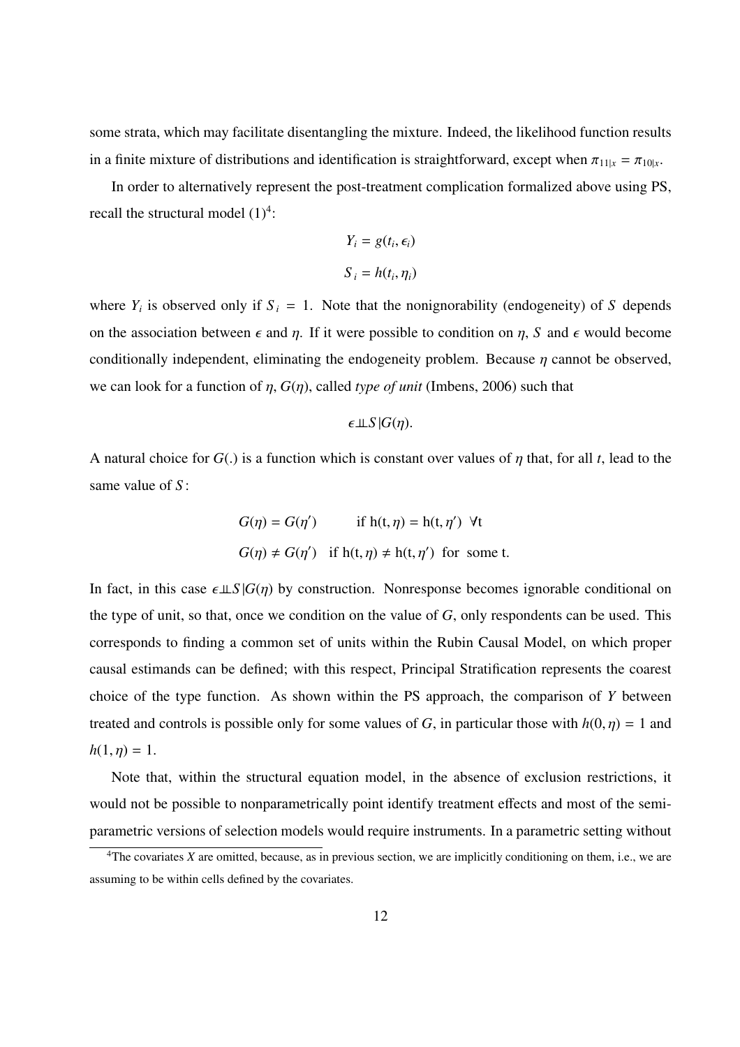some strata, which may facilitate disentangling the mixture. Indeed, the likelihood function results in a finite mixture of distributions and identification is straightforward, except when $\pi_{11|x} = \pi_{10|x}$.

In order to alternatively represent the post-treatment complication formalized above using PS, recall the structural model (1)[4]:

$$Y_i = g(t_i, \epsilon_i)$$

$$S_i = h(t_i, \eta_i)$$

where $Y_i$ is observed only if $S_i = 1$. Note that the nonignorability (endogeneity) of $S$ depends on the association between $\epsilon$ and $\eta$. If it were possible to condition on $\eta$, $S$ and $\epsilon$ would become conditionally independent, eliminating the endogeneity problem. Because $\eta$ cannot be observed, we can look for a function of $\eta$, $G(\eta)$, called *type of unit* (Imbens, 2006) such that

$$\epsilon \perp\!\!\!\perp S | G(\eta).$$

A natural choice for $G(.)$ is a function which is constant over values of $\eta$ that, for all $t$, lead to the same value of $S$:

$$G(\eta) = G(\eta') \qquad \text{if } \mathrm{h}(\mathrm{t}, \eta) = \mathrm{h}(\mathrm{t}, \eta') \;\; \forall \mathrm{t}$$

$$G(\eta) \neq G(\eta') \quad \text{if } \mathrm{h}(\mathrm{t}, \eta) \neq \mathrm{h}(\mathrm{t}, \eta') \;\; \text{for some t.}$$

In fact, in this case $\epsilon \perp\!\!\!\perp S | G(\eta)$ by construction. Nonresponse becomes ignorable conditional on the type of unit, so that, once we condition on the value of $G$, only respondents can be used. This corresponds to finding a common set of units within the Rubin Causal Model, on which proper causal estimands can be defined; with this respect, Principal Stratification represents the coarest choice of the type function. As shown within the PS approach, the comparison of $Y$ between treated and controls is possible only for some values of $G$, in particular those with $h(0, \eta) = 1$ and $h(1, \eta) = 1$.

Note that, within the structural equation model, in the absence of exclusion restrictions, it would not be possible to nonparametrically point identify treatment effects and most of the semi-parametric versions of selection models would require instruments. In a parametric setting without

[4]The covariates $X$ are omitted, because, as in previous section, we are implicitly conditioning on them, i.e., we are assuming to be within cells defined by the covariates.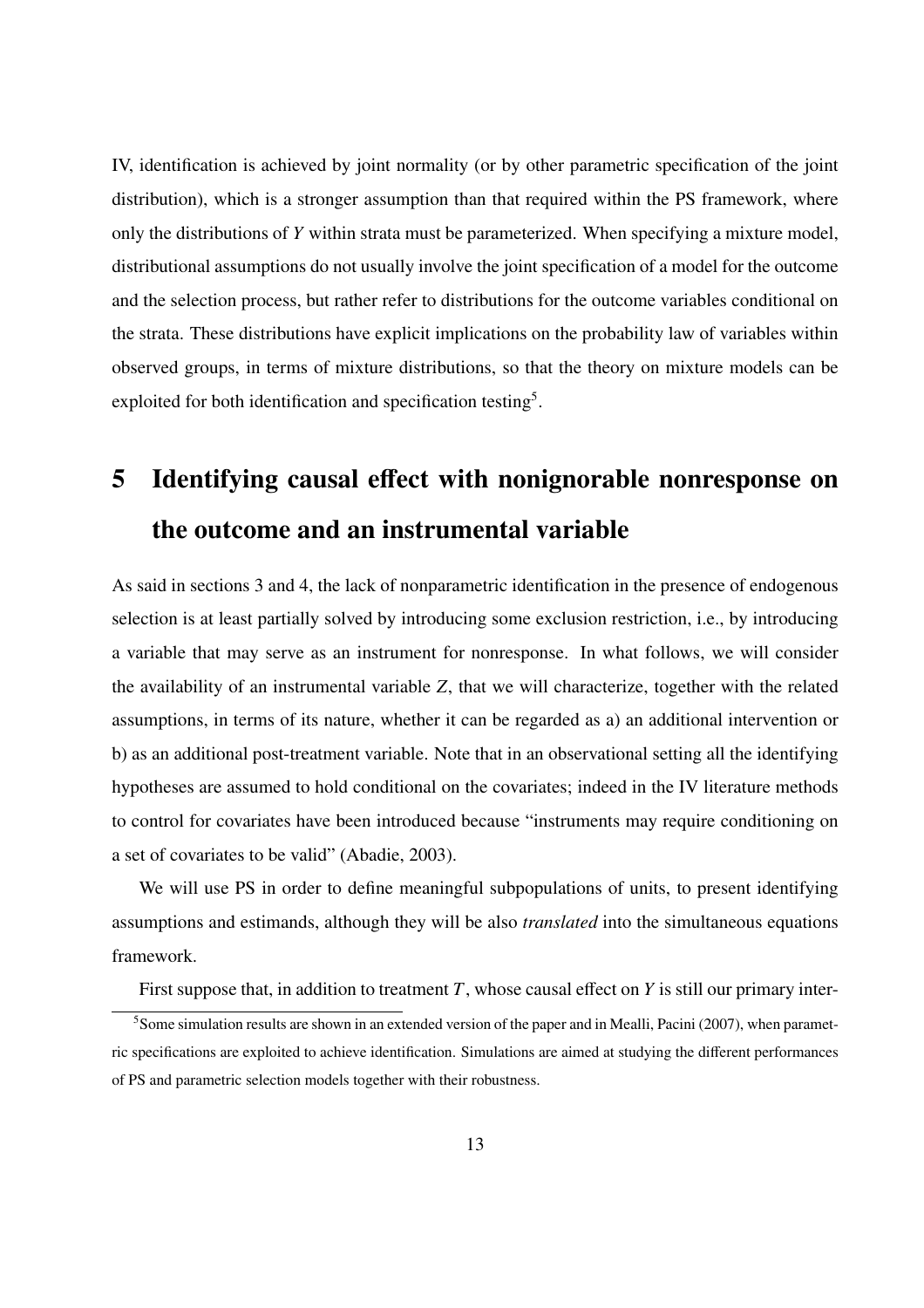IV, identification is achieved by joint normality (or by other parametric specification of the joint distribution), which is a stronger assumption than that required within the PS framework, where only the distributions of $Y$ within strata must be parameterized. When specifying a mixture model, distributional assumptions do not usually involve the joint specification of a model for the outcome and the selection process, but rather refer to distributions for the outcome variables conditional on the strata. These distributions have explicit implications on the probability law of variables within observed groups, in terms of mixture distributions, so that the theory on mixture models can be exploited for both identification and specification testing[5].

# 5 Identifying causal effect with nonignorable nonresponse on the outcome and an instrumental variable

As said in sections 3 and 4, the lack of nonparametric identification in the presence of endogenous selection is at least partially solved by introducing some exclusion restriction, i.e., by introducing a variable that may serve as an instrument for nonresponse. In what follows, we will consider the availability of an instrumental variable $Z$, that we will characterize, together with the related assumptions, in terms of its nature, whether it can be regarded as a) an additional intervention or b) as an additional post-treatment variable. Note that in an observational setting all the identifying hypotheses are assumed to hold conditional on the covariates; indeed in the IV literature methods to control for covariates have been introduced because "instruments may require conditioning on a set of covariates to be valid" (Abadie, 2003).

We will use PS in order to define meaningful subpopulations of units, to present identifying assumptions and estimands, although they will be also *translated* into the simultaneous equations framework.

First suppose that, in addition to treatment $T$, whose causal effect on $Y$ is still our primary inter-

[5]Some simulation results are shown in an extended version of the paper and in Mealli, Pacini (2007), when parametric specifications are exploited to achieve identification. Simulations are aimed at studying the different performances of PS and parametric selection models together with their robustness.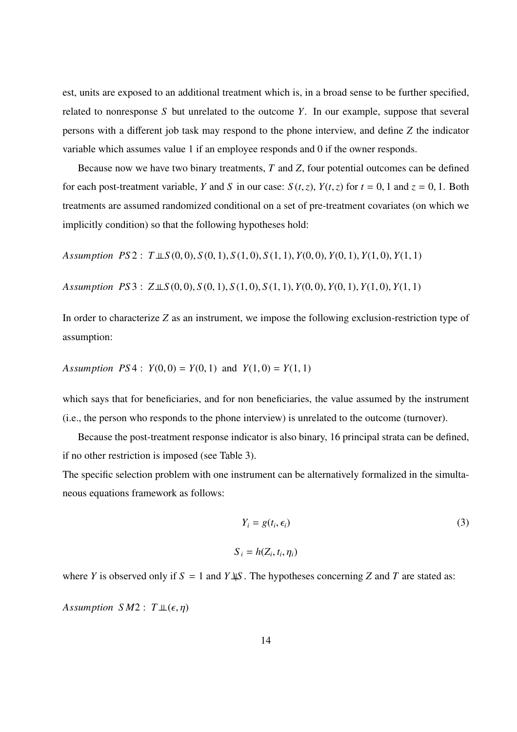est, units are exposed to an additional treatment which is, in a broad sense to be further specified, related to nonresponse $S$ but unrelated to the outcome $Y$. In our example, suppose that several persons with a different job task may respond to the phone interview, and define $Z$ the indicator variable which assumes value 1 if an employee responds and 0 if the owner responds.

Because now we have two binary treatments, $T$ and $Z$, four potential outcomes can be defined for each post-treatment variable, $Y$ and $S$ in our case: $S(t,z)$, $Y(t,z)$ for $t = 0, 1$ and $z = 0, 1$. Both treatments are assumed randomized conditional on a set of pre-treatment covariates (on which we implicitly condition) so that the following hypotheses hold:

$Assumption\ \ PS2:\ T \perp\!\!\!\perp S(0,0), S(0,1), S(1,0), S(1,1), Y(0,0), Y(0,1), Y(1,0), Y(1,1)$

$Assumption\ \ PS3:\ Z \perp\!\!\!\perp S(0,0), S(0,1), S(1,0), S(1,1), Y(0,0), Y(0,1), Y(1,0), Y(1,1)$

In order to characterize $Z$ as an instrument, we impose the following exclusion-restriction type of assumption:

$Assumption\ \ PS4:\ Y(0,0) = Y(0,1)\ \text{ and }\ Y(1,0) = Y(1,1)$

which says that for beneficiaries, and for non beneficiaries, the value assumed by the instrument (i.e., the person who responds to the phone interview) is unrelated to the outcome (turnover).

Because the post-treatment response indicator is also binary, 16 principal strata can be defined, if no other restriction is imposed (see Table 3).

The specific selection problem with one instrument can be alternatively formalized in the simultaneous equations framework as follows:

$$Y_i = g(t_i, \epsilon_i) \tag{3}$$

$$S_i = h(Z_i, t_i, \eta_i)$$

where $Y$ is observed only if $S = 1$ and $Y \not\perp\!\!\!\perp S$. The hypotheses concerning $Z$ and $T$ are stated as:

$Assumption\ \ SM2:\ T \perp\!\!\!\perp (\epsilon, \eta)$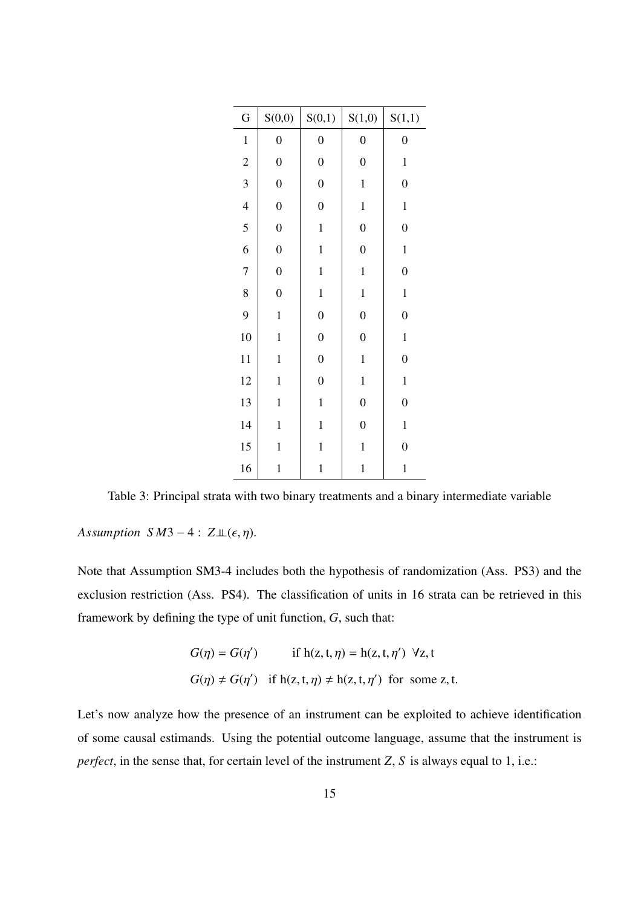| G | S(0,0) | S(0,1) | S(1,0) | S(1,1) |
|---|---|---|---|---|
| 1 | 0 | 0 | 0 | 0 |
| 2 | 0 | 0 | 0 | 1 |
| 3 | 0 | 0 | 1 | 0 |
| 4 | 0 | 0 | 1 | 1 |
| 5 | 0 | 1 | 0 | 0 |
| 6 | 0 | 1 | 0 | 1 |
| 7 | 0 | 1 | 1 | 0 |
| 8 | 0 | 1 | 1 | 1 |
| 9 | 1 | 0 | 0 | 0 |
| 10 | 1 | 0 | 0 | 1 |
| 11 | 1 | 0 | 1 | 0 |
| 12 | 1 | 0 | 1 | 1 |
| 13 | 1 | 1 | 0 | 0 |
| 14 | 1 | 1 | 0 | 1 |
| 15 | 1 | 1 | 1 | 0 |
| 16 | 1 | 1 | 1 | 1 |

Table 3: Principal strata with two binary treatments and a binary intermediate variable

*Assumption* $SM3-4: \; Z \perp\!\!\!\perp (\epsilon, \eta)$.

Note that Assumption SM3-4 includes both the hypothesis of randomization (Ass. PS3) and the exclusion restriction (Ass. PS4). The classification of units in 16 strata can be retrieved in this framework by defining the type of unit function, $G$, such that:

$$
\begin{aligned}
G(\eta) = G(\eta') \qquad & \text{if } \mathrm{h}(\mathrm{z}, \mathrm{t}, \eta) = \mathrm{h}(\mathrm{z}, \mathrm{t}, \eta') \;\; \forall \mathrm{z}, \mathrm{t} \\
G(\eta) \neq G(\eta') \quad & \text{if } \mathrm{h}(\mathrm{z}, \mathrm{t}, \eta) \neq \mathrm{h}(\mathrm{z}, \mathrm{t}, \eta') \;\; \text{for some z, t.}
\end{aligned}
$$

Let's now analyze how the presence of an instrument can be exploited to achieve identification of some causal estimands. Using the potential outcome language, assume that the instrument is *perfect*, in the sense that, for certain level of the instrument $Z$, $S$ is always equal to 1, i.e.: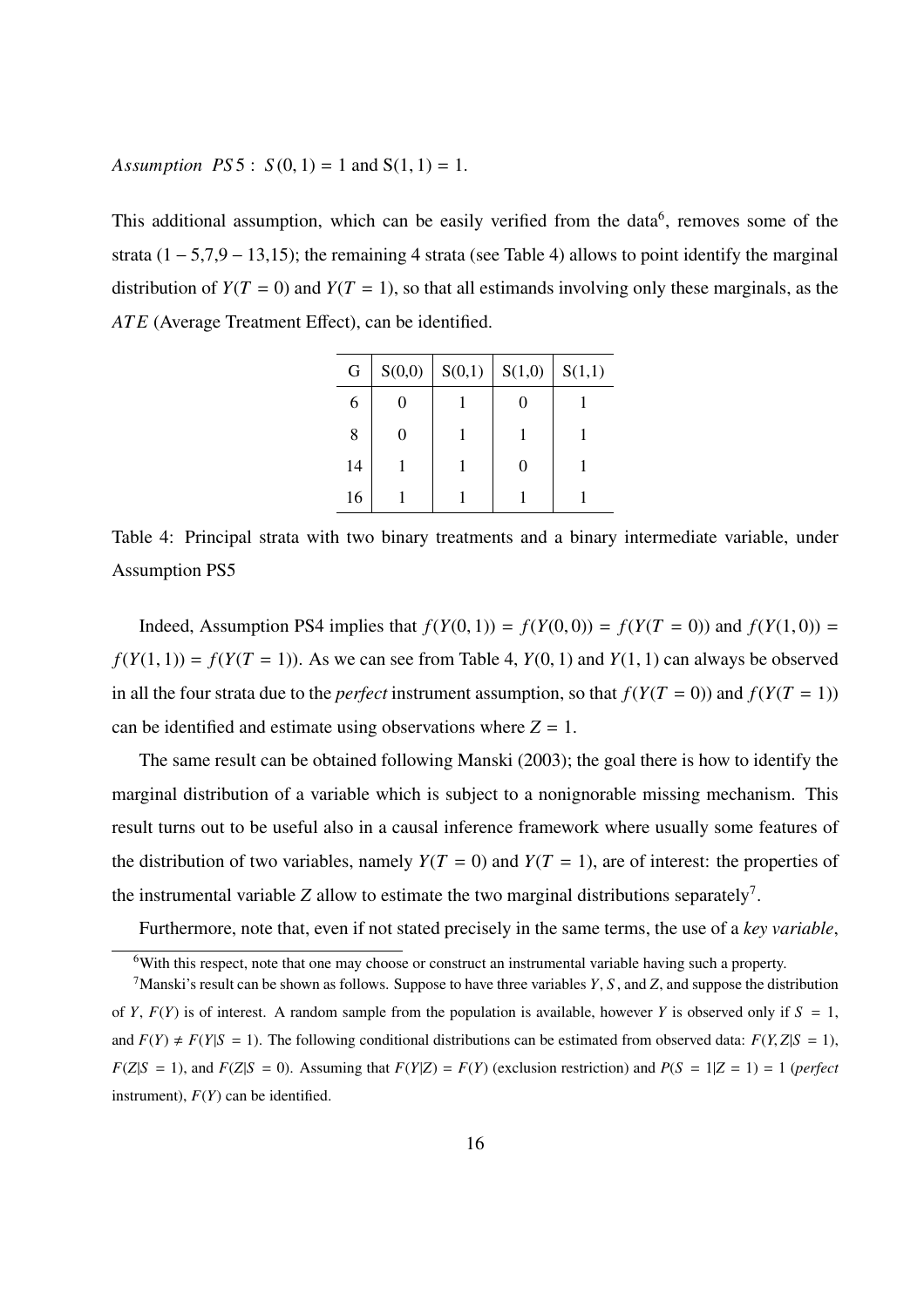*Assumption PS*5 : $S(0,1) = 1$ and $S(1,1) = 1$.

This additional assumption, which can be easily verified from the data[6], removes some of the strata $(1-5,7,9-13,15)$; the remaining 4 strata (see Table 4) allows to point identify the marginal distribution of $Y(T=0)$ and $Y(T=1)$, so that all estimands involving only these marginals, as the $ATE$ (Average Treatment Effect), can be identified.

| G | S(0,0) | S(0,1) | S(1,0) | S(1,1) |
|---|---|---|---|---|
| 6 | 0 | 1 | 0 | 1 |
| 8 | 0 | 1 | 1 | 1 |
| 14 | 1 | 1 | 0 | 1 |
| 16 | 1 | 1 | 1 | 1 |

Table 4: Principal strata with two binary treatments and a binary intermediate variable, under Assumption PS5

Indeed, Assumption PS4 implies that $f(Y(0,1)) = f(Y(0,0)) = f(Y(T=0))$ and $f(Y(1,0)) = f(Y(1,1)) = f(Y(T=1))$. As we can see from Table 4, $Y(0,1)$ and $Y(1,1)$ can always be observed in all the four strata due to the *perfect* instrument assumption, so that $f(Y(T=0))$ and $f(Y(T=1))$ can be identified and estimate using observations where $Z=1$.

The same result can be obtained following Manski (2003); the goal there is how to identify the marginal distribution of a variable which is subject to a nonignorable missing mechanism. This result turns out to be useful also in a causal inference framework where usually some features of the distribution of two variables, namely $Y(T=0)$ and $Y(T=1)$, are of interest: the properties of the instrumental variable $Z$ allow to estimate the two marginal distributions separately[7].

Furthermore, note that, even if not stated precisely in the same terms, the use of a *key variable*,

[6]With this respect, note that one may choose or construct an instrumental variable having such a property.

[7]Manski's result can be shown as follows. Suppose to have three variables $Y$, $S$, and $Z$, and suppose the distribution of $Y$, $F(Y)$ is of interest. A random sample from the population is available, however $Y$ is observed only if $S=1$, and $F(Y) \neq F(Y|S=1)$. The following conditional distributions can be estimated from observed data: $F(Y,Z|S=1)$, $F(Z|S=1)$, and $F(Z|S=0)$. Assuming that $F(Y|Z) = F(Y)$ (exclusion restriction) and $P(S=1|Z=1) = 1$ (*perfect* instrument), $F(Y)$ can be identified.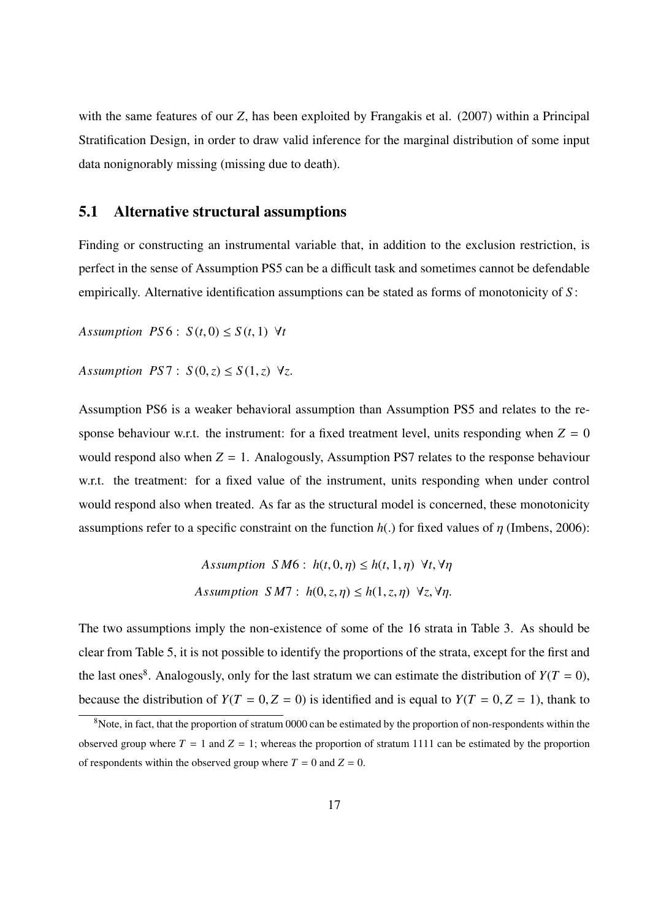with the same features of our $Z$, has been exploited by Frangakis et al. (2007) within a Principal Stratification Design, in order to draw valid inference for the marginal distribution of some input data nonignorably missing (missing due to death).

## 5.1 Alternative structural assumptions

Finding or constructing an instrumental variable that, in addition to the exclusion restriction, is perfect in the sense of Assumption PS5 can be a difficult task and sometimes cannot be defendable empirically. Alternative identification assumptions can be stated as forms of monotonicity of $S$:

$Assumption\ \ PS6:\ S(t,0) \leq S(t,1)\ \ \forall t$

$Assumption\ \ PS7:\ S(0,z) \leq S(1,z)\ \ \forall z.$

Assumption PS6 is a weaker behavioral assumption than Assumption PS5 and relates to the response behaviour w.r.t. the instrument: for a fixed treatment level, units responding when $Z = 0$ would respond also when $Z = 1$. Analogously, Assumption PS7 relates to the response behaviour w.r.t. the treatment: for a fixed value of the instrument, units responding when under control would respond also when treated. As far as the structural model is concerned, these monotonicity assumptions refer to a specific constraint on the function $h(.)$ for fixed values of $\eta$ (Imbens, 2006):

$$Assumption\ \ SM6:\ h(t,0,\eta) \leq h(t,1,\eta)\ \ \forall t, \forall \eta$$

$$Assumption\ \ SM7:\ h(0,z,\eta) \leq h(1,z,\eta)\ \ \forall z, \forall \eta.$$

The two assumptions imply the non-existence of some of the 16 strata in Table 3. As should be clear from Table 5, it is not possible to identify the proportions of the strata, except for the first and the last ones[8]. Analogously, only for the last stratum we can estimate the distribution of $Y(T = 0)$, because the distribution of $Y(T = 0, Z = 0)$ is identified and is equal to $Y(T = 0, Z = 1)$, thank to

[8]Note, in fact, that the proportion of stratum 0000 can be estimated by the proportion of non-respondents within the observed group where $T = 1$ and $Z = 1$; whereas the proportion of stratum 1111 can be estimated by the proportion of respondents within the observed group where $T = 0$ and $Z = 0$.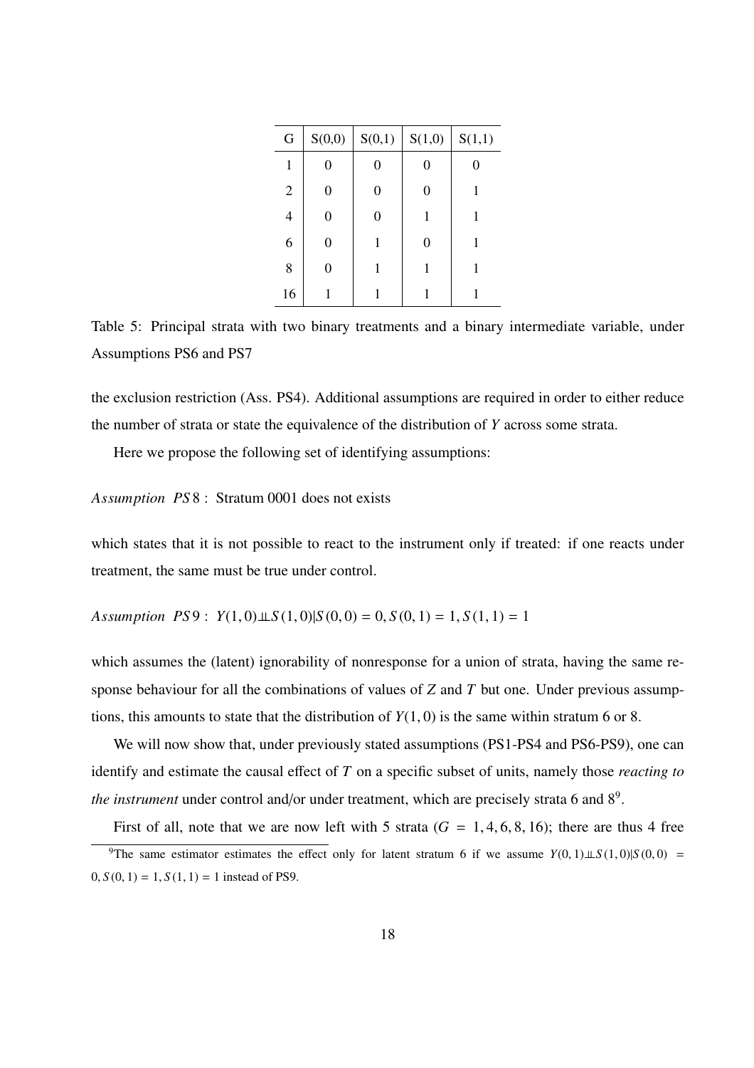| G | S(0,0) | S(0,1) | S(1,0) | S(1,1) |
|---|---|---|---|---|
| 1 | 0 | 0 | 0 | 0 |
| 2 | 0 | 0 | 0 | 1 |
| 4 | 0 | 0 | 1 | 1 |
| 6 | 0 | 1 | 0 | 1 |
| 8 | 0 | 1 | 1 | 1 |
| 16 | 1 | 1 | 1 | 1 |

Table 5: Principal strata with two binary treatments and a binary intermediate variable, under Assumptions PS6 and PS7

the exclusion restriction (Ass. PS4). Additional assumptions are required in order to either reduce the number of strata or state the equivalence of the distribution of $Y$ across some strata.

Here we propose the following set of identifying assumptions:

*Assumption PS8* : Stratum 0001 does not exists

which states that it is not possible to react to the instrument only if treated: if one reacts under treatment, the same must be true under control.

*Assumption PS9* : $Y(1,0) \perp\!\!\!\perp S(1,0) | S(0,0) = 0, S(0,1) = 1, S(1,1) = 1$

which assumes the (latent) ignorability of nonresponse for a union of strata, having the same response behaviour for all the combinations of values of $Z$ and $T$ but one. Under previous assumptions, this amounts to state that the distribution of $Y(1,0)$ is the same within stratum 6 or 8.

We will now show that, under previously stated assumptions (PS1-PS4 and PS6-PS9), one can identify and estimate the causal effect of $T$ on a specific subset of units, namely those *reacting to the instrument* under control and/or under treatment, which are precisely strata 6 and 8[9].

First of all, note that we are now left with 5 strata ($G = 1, 4, 6, 8, 16$); there are thus 4 free

[9]The same estimator estimates the effect only for latent stratum 6 if we assume $Y(0,1) \perp\!\!\!\perp S(1,0) | S(0,0) = 0, S(0,1) = 1, S(1,1) = 1$ instead of PS9.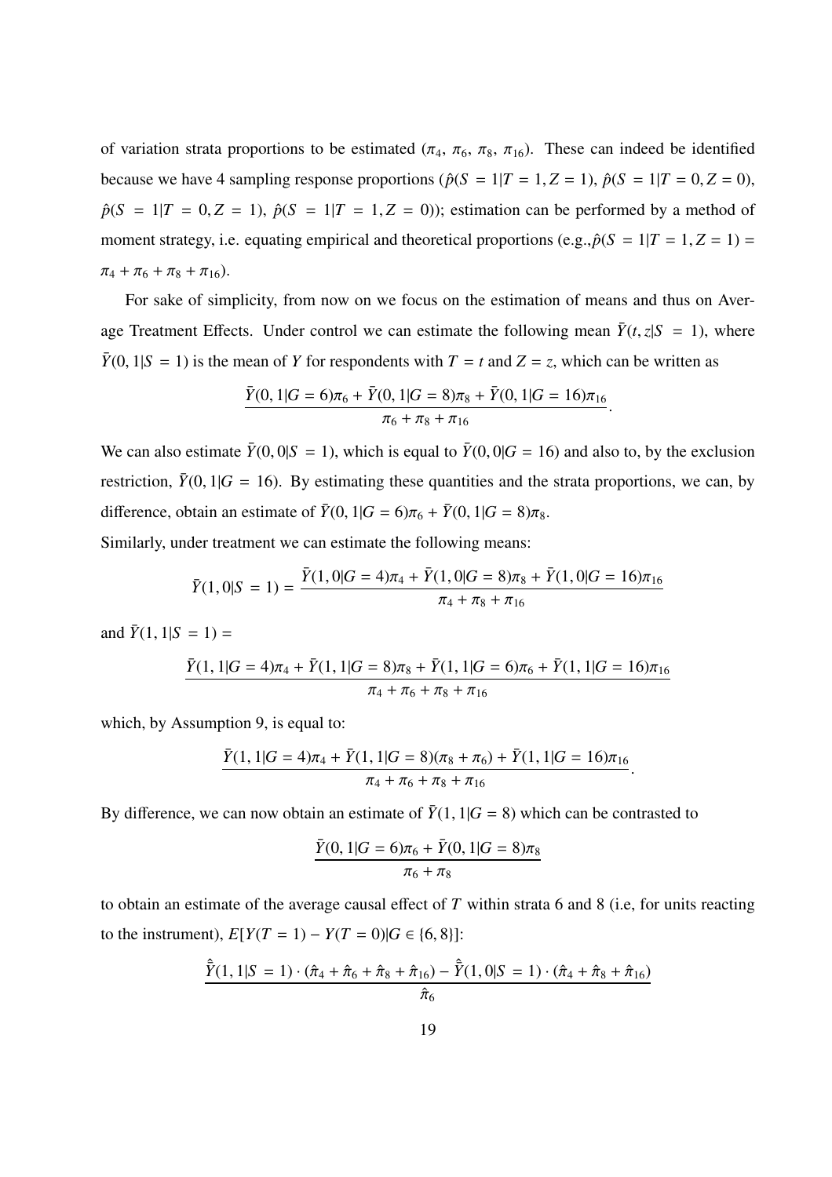of variation strata proportions to be estimated ($\pi_4$, $\pi_6$, $\pi_8$, $\pi_{16}$). These can indeed be identified because we have 4 sampling response proportions ($\hat{p}(S=1|T=1,Z=1)$, $\hat{p}(S=1|T=0,Z=0)$, $\hat{p}(S=1|T=0,Z=1)$, $\hat{p}(S=1|T=1,Z=0)$); estimation can be performed by a method of moment strategy, i.e. equating empirical and theoretical proportions (e.g.,$\hat{p}(S=1|T=1,Z=1) = \pi_4 + \pi_6 + \pi_8 + \pi_{16}$).

For sake of simplicity, from now on we focus on the estimation of means and thus on Average Treatment Effects. Under control we can estimate the following mean $\bar{Y}(t,z|S=1)$, where $\bar{Y}(0,1|S=1)$ is the mean of $Y$ for respondents with $T=t$ and $Z=z$, which can be written as

$$\frac{\bar{Y}(0,1|G=6)\pi_6 + \bar{Y}(0,1|G=8)\pi_8 + \bar{Y}(0,1|G=16)\pi_{16}}{\pi_6 + \pi_8 + \pi_{16}}.$$

We can also estimate $\bar{Y}(0,0|S=1)$, which is equal to $\bar{Y}(0,0|G=16)$ and also to, by the exclusion restriction, $\bar{Y}(0,1|G=16)$. By estimating these quantities and the strata proportions, we can, by difference, obtain an estimate of $\bar{Y}(0,1|G=6)\pi_6 + \bar{Y}(0,1|G=8)\pi_8$.

Similarly, under treatment we can estimate the following means:

$$\bar{Y}(1,0|S=1) = \frac{\bar{Y}(1,0|G=4)\pi_4 + \bar{Y}(1,0|G=8)\pi_8 + \bar{Y}(1,0|G=16)\pi_{16}}{\pi_4 + \pi_8 + \pi_{16}}$$

and $\bar{Y}(1,1|S=1) =$

$$\frac{\bar{Y}(1,1|G=4)\pi_4 + \bar{Y}(1,1|G=8)\pi_8 + \bar{Y}(1,1|G=6)\pi_6 + \bar{Y}(1,1|G=16)\pi_{16}}{\pi_4 + \pi_6 + \pi_8 + \pi_{16}}$$

which, by Assumption 9, is equal to:

$$\frac{\bar{Y}(1,1|G=4)\pi_4 + \bar{Y}(1,1|G=8)(\pi_8 + \pi_6) + \bar{Y}(1,1|G=16)\pi_{16}}{\pi_4 + \pi_6 + \pi_8 + \pi_{16}}.$$

By difference, we can now obtain an estimate of $\bar{Y}(1,1|G=8)$ which can be contrasted to

$$\frac{\bar{Y}(0,1|G=6)\pi_6 + \bar{Y}(0,1|G=8)\pi_8}{\pi_6 + \pi_8}$$

to obtain an estimate of the average causal effect of $T$ within strata 6 and 8 (i.e, for units reacting to the instrument), $E[Y(T=1) - Y(T=0)|G \in \{6,8\}]$:

$$\frac{\hat{\bar{Y}}(1,1|S=1)\cdot(\hat{\pi}_4 + \hat{\pi}_6 + \hat{\pi}_8 + \hat{\pi}_{16}) - \hat{\bar{Y}}(1,0|S=1)\cdot(\hat{\pi}_4 + \hat{\pi}_8 + \hat{\pi}_{16})}{\hat{\pi}_6}$$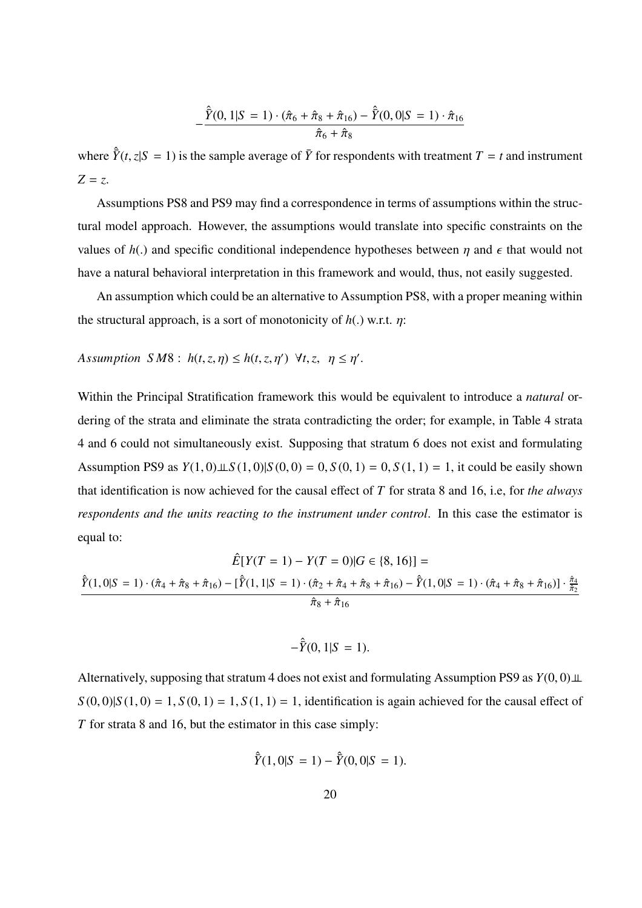$$-\frac{\hat{\bar{Y}}(0,1|S=1)\cdot(\hat{\pi}_6+\hat{\pi}_8+\hat{\pi}_{16})-\hat{\bar{Y}}(0,0|S=1)\cdot\hat{\pi}_{16}}{\hat{\pi}_6+\hat{\pi}_8}$$

where $\hat{\bar{Y}}(t,z|S=1)$ is the sample average of $\bar{Y}$ for respondents with treatment $T=t$ and instrument $Z=z$.

Assumptions PS8 and PS9 may find a correspondence in terms of assumptions within the structural model approach. However, the assumptions would translate into specific constraints on the values of $h(.)$ and specific conditional independence hypotheses between $\eta$ and $\epsilon$ that would not have a natural behavioral interpretation in this framework and would, thus, not easily suggested.

An assumption which could be an alternative to Assumption PS8, with a proper meaning within the structural approach, is a sort of monotonicity of $h(.)$ w.r.t. $\eta$:

*Assumption SM8* : $h(t,z,\eta)\leq h(t,z,\eta')\ \ \forall t,z,\ \ \eta\leq\eta'.$

Within the Principal Stratification framework this would be equivalent to introduce a *natural* ordering of the strata and eliminate the strata contradicting the order; for example, in Table 4 strata 4 and 6 could not simultaneously exist. Supposing that stratum 6 does not exist and formulating Assumption PS9 as $Y(1,0)\perp\!\!\!\perp S(1,0)|S(0,0)=0,S(0,1)=0,S(1,1)=1$, it could be easily shown that identification is now achieved for the causal effect of $T$ for strata 8 and 16, i.e, for *the always respondents and the units reacting to the instrument under control*. In this case the estimator is equal to:

$$\hat{E}[Y(T=1)-Y(T=0)|G\in\{8,16\}]=$$

$$\frac{\hat{\bar{Y}}(1,0|S=1)\cdot(\hat{\pi}_4+\hat{\pi}_8+\hat{\pi}_{16})-[\hat{\bar{Y}}(1,1|S=1)\cdot(\hat{\pi}_2+\hat{\pi}_4+\hat{\pi}_8+\hat{\pi}_{16})-\hat{\bar{Y}}(1,0|S=1)\cdot(\hat{\pi}_4+\hat{\pi}_8+\hat{\pi}_{16})]\cdot\frac{\hat{\pi}_4}{\hat{\pi}_2}}{\hat{\pi}_8+\hat{\pi}_{16}}$$

$$-\hat{\bar{Y}}(0,1|S=1).$$

Alternatively, supposing that stratum 4 does not exist and formulating Assumption PS9 as $Y(0,0)\perp\!\!\!\perp S(0,0)|S(1,0)=1,S(0,1)=1,S(1,1)=1$, identification is again achieved for the causal effect of $T$ for strata 8 and 16, but the estimator in this case simply:

$$\hat{\bar{Y}}(1,0|S=1)-\hat{\bar{Y}}(0,0|S=1).$$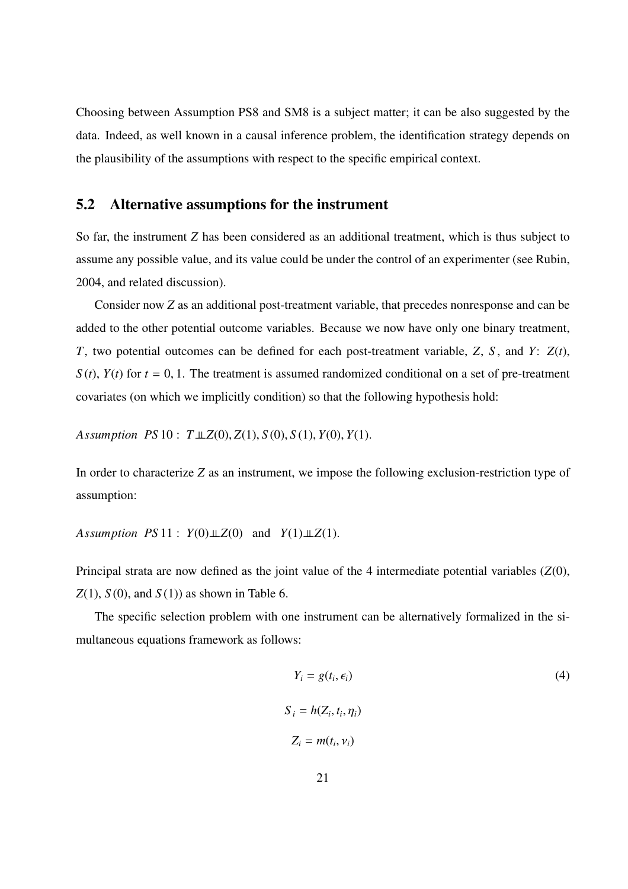Choosing between Assumption PS8 and SM8 is a subject matter; it can be also suggested by the data. Indeed, as well known in a causal inference problem, the identification strategy depends on the plausibility of the assumptions with respect to the specific empirical context.

## 5.2 Alternative assumptions for the instrument

So far, the instrument $Z$ has been considered as an additional treatment, which is thus subject to assume any possible value, and its value could be under the control of an experimenter (see Rubin, 2004, and related discussion).

Consider now $Z$ as an additional post-treatment variable, that precedes nonresponse and can be added to the other potential outcome variables. Because we now have only one binary treatment, $T$, two potential outcomes can be defined for each post-treatment variable, $Z$, $S$, and $Y$: $Z(t)$, $S(t)$, $Y(t)$ for $t = 0, 1$. The treatment is assumed randomized conditional on a set of pre-treatment covariates (on which we implicitly condition) so that the following hypothesis hold:

$$Assumption\ \ PS10: \ T \perp\!\!\!\perp Z(0), Z(1), S(0), S(1), Y(0), Y(1).$$

In order to characterize $Z$ as an instrument, we impose the following exclusion-restriction type of assumption:

$$Assumption\ \ PS11: \ Y(0) \perp\!\!\!\perp Z(0) \quad \text{and} \quad Y(1) \perp\!\!\!\perp Z(1).$$

Principal strata are now defined as the joint value of the 4 intermediate potential variables ($Z(0)$, $Z(1)$, $S(0)$, and $S(1)$) as shown in Table 6.

The specific selection problem with one instrument can be alternatively formalized in the simultaneous equations framework as follows:

$$Y_i = g(t_i, \epsilon_i) \tag{4}$$

$$S_i = h(Z_i, t_i, \eta_i)$$

$$Z_i = m(t_i, \nu_i)$$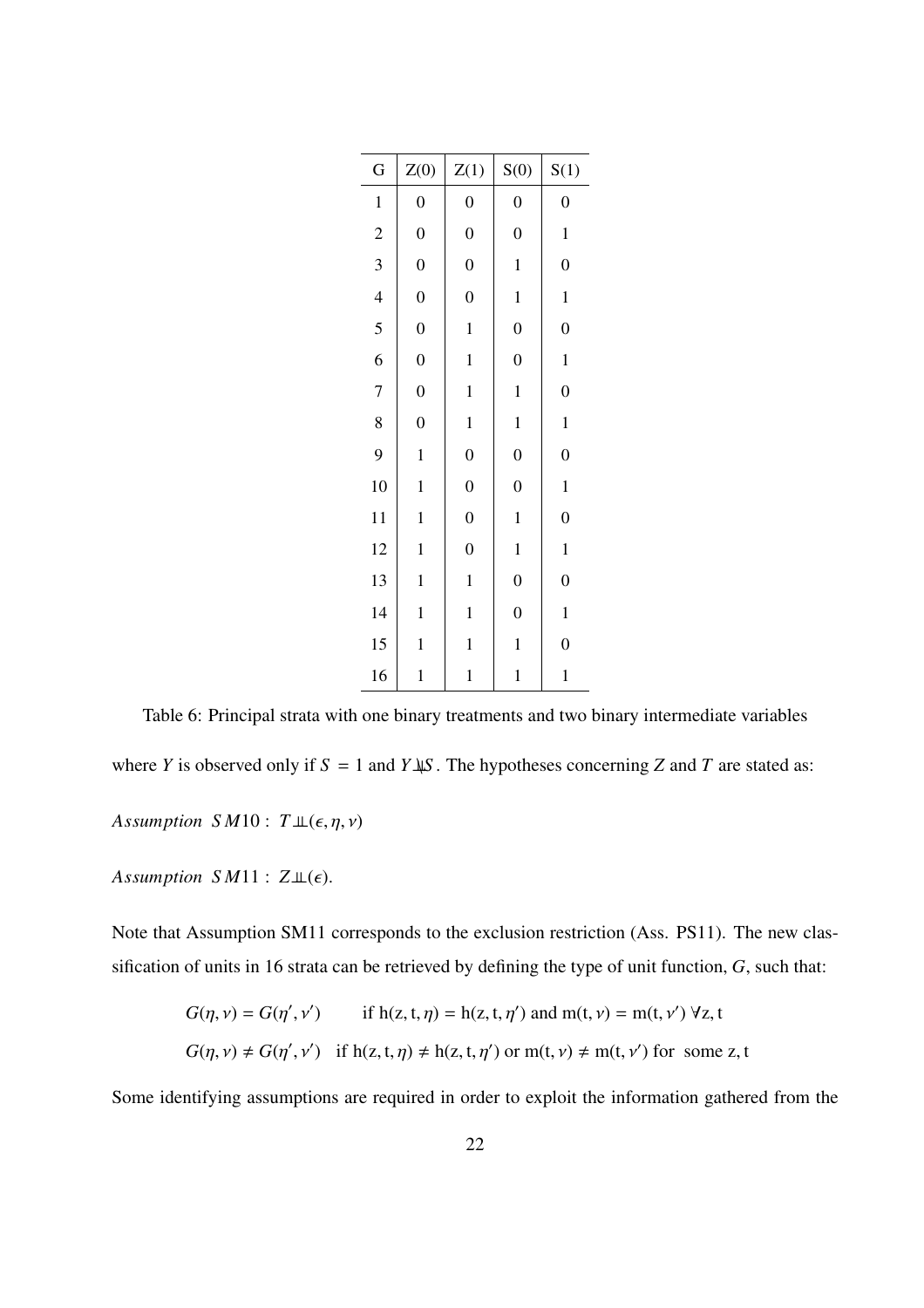| G | Z(0) | Z(1) | S(0) | S(1) |
|---|---|---|---|---|
| 1 | 0 | 0 | 0 | 0 |
| 2 | 0 | 0 | 0 | 1 |
| 3 | 0 | 0 | 1 | 0 |
| 4 | 0 | 0 | 1 | 1 |
| 5 | 0 | 1 | 0 | 0 |
| 6 | 0 | 1 | 0 | 1 |
| 7 | 0 | 1 | 1 | 0 |
| 8 | 0 | 1 | 1 | 1 |
| 9 | 1 | 0 | 0 | 0 |
| 10 | 1 | 0 | 0 | 1 |
| 11 | 1 | 0 | 1 | 0 |
| 12 | 1 | 0 | 1 | 1 |
| 13 | 1 | 1 | 0 | 0 |
| 14 | 1 | 1 | 0 | 1 |
| 15 | 1 | 1 | 1 | 0 |
| 16 | 1 | 1 | 1 | 1 |

Table 6: Principal strata with one binary treatments and two binary intermediate variables

where $Y$ is observed only if $S = 1$ and $Y \not\perp\!\!\!\perp S$. The hypotheses concerning $Z$ and $T$ are stated as:

*Assumption SM10* : $T \perp\!\!\!\perp (\epsilon, \eta, \nu)$

*Assumption SM11* : $Z \perp\!\!\!\perp (\epsilon)$.

Note that Assumption SM11 corresponds to the exclusion restriction (Ass. PS11). The new classification of units in 16 strata can be retrieved by defining the type of unit function, $G$, such that:

$$G(\eta, \nu) = G(\eta', \nu') \qquad \text{if } \mathrm{h}(\mathrm{z}, \mathrm{t}, \eta) = \mathrm{h}(\mathrm{z}, \mathrm{t}, \eta') \text{ and } \mathrm{m}(\mathrm{t}, \nu) = \mathrm{m}(\mathrm{t}, \nu') \; \forall \mathrm{z}, \mathrm{t}$$

$$G(\eta, \nu) \neq G(\eta', \nu') \quad \text{if } \mathrm{h}(\mathrm{z}, \mathrm{t}, \eta) \neq \mathrm{h}(\mathrm{z}, \mathrm{t}, \eta') \text{ or } \mathrm{m}(\mathrm{t}, \nu) \neq \mathrm{m}(\mathrm{t}, \nu') \text{ for some } \mathrm{z}, \mathrm{t}$$

Some identifying assumptions are required in order to exploit the information gathered from the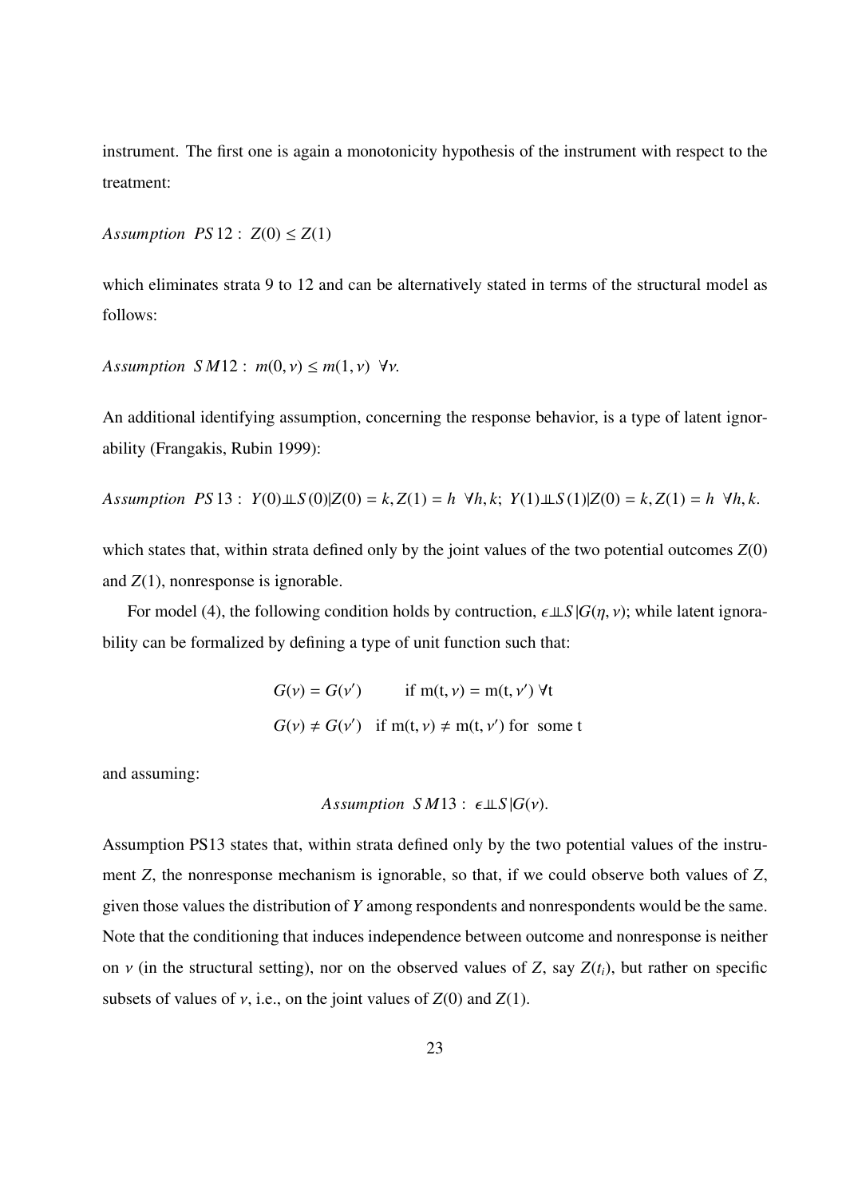instrument. The first one is again a monotonicity hypothesis of the instrument with respect to the treatment:

$$Assumption\ \ PS12:\ Z(0) \leq Z(1)$$

which eliminates strata 9 to 12 and can be alternatively stated in terms of the structural model as follows:

$$Assumption\ \ SM12:\ m(0, \nu) \leq m(1, \nu)\ \ \forall \nu.$$

An additional identifying assumption, concerning the response behavior, is a type of latent ignorability (Frangakis, Rubin 1999):

$$Assumption\ \ PS13:\ Y(0) \perp\!\!\!\perp S(0) | Z(0) = k, Z(1) = h\ \ \forall h, k;\ Y(1) \perp\!\!\!\perp S(1) | Z(0) = k, Z(1) = h\ \ \forall h, k.$$

which states that, within strata defined only by the joint values of the two potential outcomes $Z(0)$ and $Z(1)$, nonresponse is ignorable.

For model (4), the following condition holds by contruction, $\epsilon \perp\!\!\!\perp S | G(\eta, \nu)$; while latent ignorability can be formalized by defining a type of unit function such that:

$$
\begin{aligned}
G(\nu) = G(\nu') \qquad & \text{if } \mathrm{m}(\mathrm{t}, \nu) = \mathrm{m}(\mathrm{t}, \nu')\ \forall \mathrm{t} \\
G(\nu) \neq G(\nu') \quad & \text{if } \mathrm{m}(\mathrm{t}, \nu) \neq \mathrm{m}(\mathrm{t}, \nu') \text{ for some t}
\end{aligned}
$$

and assuming:

$$Assumption\ \ SM13:\ \epsilon \perp\!\!\!\perp S | G(\nu).$$

Assumption PS13 states that, within strata defined only by the two potential values of the instrument $Z$, the nonresponse mechanism is ignorable, so that, if we could observe both values of $Z$, given those values the distribution of $Y$ among respondents and nonrespondents would be the same. Note that the conditioning that induces independence between outcome and nonresponse is neither on $\nu$ (in the structural setting), nor on the observed values of $Z$, say $Z(t_i)$, but rather on specific subsets of values of $\nu$, i.e., on the joint values of $Z(0)$ and $Z(1)$.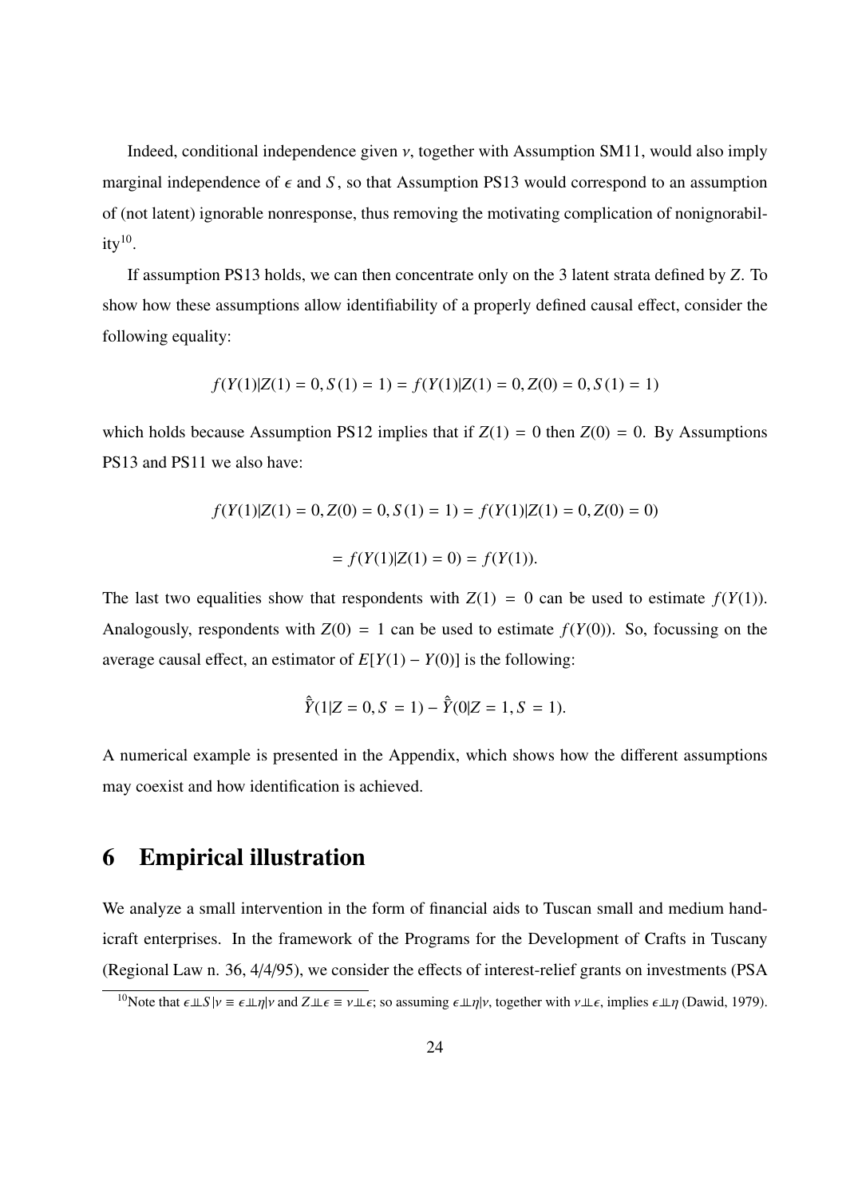Indeed, conditional independence given $\nu$, together with Assumption SM11, would also imply marginal independence of $\epsilon$ and $S$, so that Assumption PS13 would correspond to an assumption of (not latent) ignorable nonresponse, thus removing the motivating complication of nonignorability[10].

If assumption PS13 holds, we can then concentrate only on the 3 latent strata defined by $Z$. To show how these assumptions allow identifiability of a properly defined causal effect, consider the following equality:

$$f(Y(1)|Z(1) = 0, S(1) = 1) = f(Y(1)|Z(1) = 0, Z(0) = 0, S(1) = 1)$$

which holds because Assumption PS12 implies that if $Z(1) = 0$ then $Z(0) = 0$. By Assumptions PS13 and PS11 we also have:

$$f(Y(1)|Z(1) = 0, Z(0) = 0, S(1) = 1) = f(Y(1)|Z(1) = 0, Z(0) = 0)$$

$$= f(Y(1)|Z(1) = 0) = f(Y(1)).$$

The last two equalities show that respondents with $Z(1) = 0$ can be used to estimate $f(Y(1))$. Analogously, respondents with $Z(0) = 1$ can be used to estimate $f(Y(0))$. So, focussing on the average causal effect, an estimator of $E[Y(1) - Y(0)]$ is the following:

$$\hat{\bar{Y}}(1|Z = 0, S = 1) - \hat{\bar{Y}}(0|Z = 1, S = 1).$$

A numerical example is presented in the Appendix, which shows how the different assumptions may coexist and how identification is achieved.

# 6 Empirical illustration

We analyze a small intervention in the form of financial aids to Tuscan small and medium handicraft enterprises. In the framework of the Programs for the Development of Crafts in Tuscany (Regional Law n. 36, 4/4/95), we consider the effects of interest-relief grants on investments (PSA

[10] Note that $\epsilon \perp\!\!\!\perp S|\nu \equiv \epsilon \perp\!\!\!\perp \eta|\nu$ and $Z \perp\!\!\!\perp \epsilon \equiv \nu \perp\!\!\!\perp \epsilon$; so assuming $\epsilon \perp\!\!\!\perp \eta|\nu$, together with $\nu \perp\!\!\!\perp \epsilon$, implies $\epsilon \perp\!\!\!\perp \eta$ (Dawid, 1979).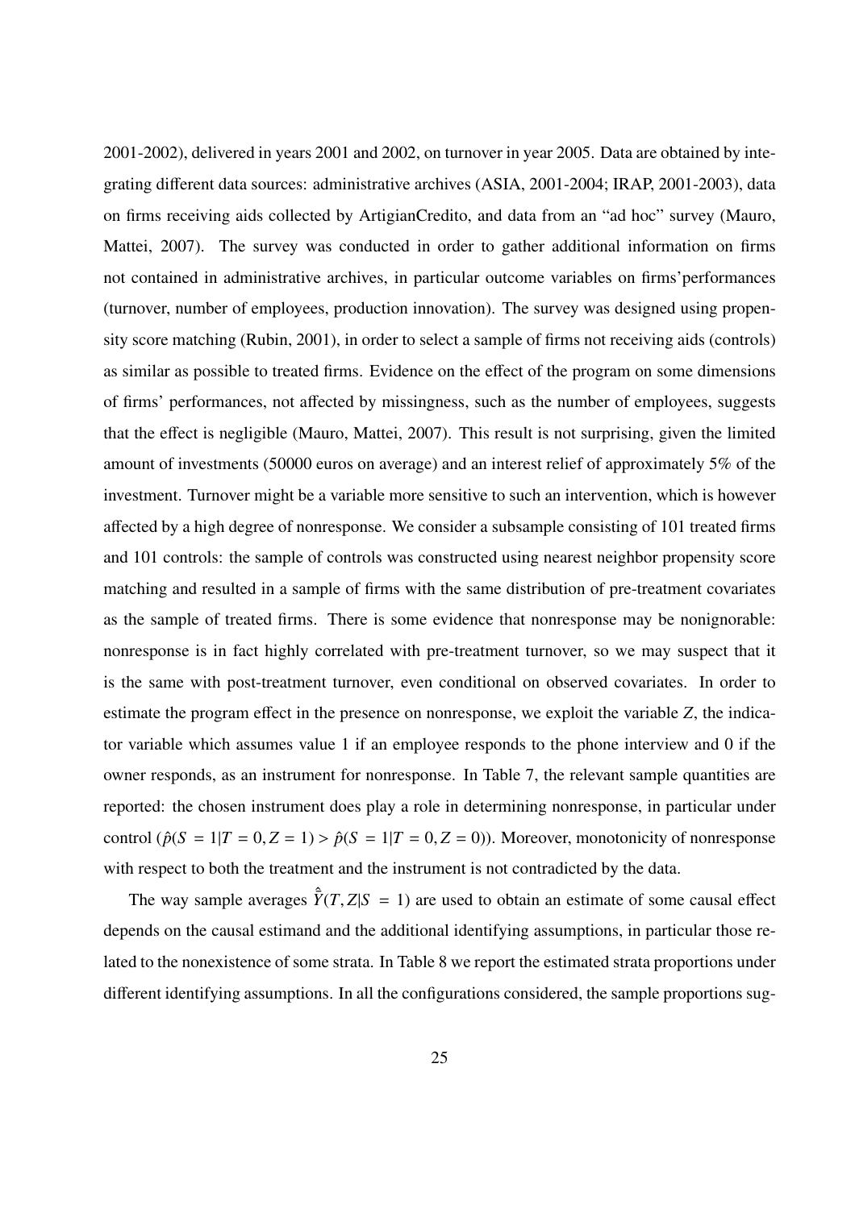2001-2002), delivered in years 2001 and 2002, on turnover in year 2005. Data are obtained by integrating different data sources: administrative archives (ASIA, 2001-2004; IRAP, 2001-2003), data on firms receiving aids collected by ArtigianCredito, and data from an "ad hoc" survey (Mauro, Mattei, 2007). The survey was conducted in order to gather additional information on firms not contained in administrative archives, in particular outcome variables on firms'performances (turnover, number of employees, production innovation). The survey was designed using propensity score matching (Rubin, 2001), in order to select a sample of firms not receiving aids (controls) as similar as possible to treated firms. Evidence on the effect of the program on some dimensions of firms' performances, not affected by missingness, such as the number of employees, suggests that the effect is negligible (Mauro, Mattei, 2007). This result is not surprising, given the limited amount of investments (50000 euros on average) and an interest relief of approximately 5% of the investment. Turnover might be a variable more sensitive to such an intervention, which is however affected by a high degree of nonresponse. We consider a subsample consisting of 101 treated firms and 101 controls: the sample of controls was constructed using nearest neighbor propensity score matching and resulted in a sample of firms with the same distribution of pre-treatment covariates as the sample of treated firms. There is some evidence that nonresponse may be nonignorable: nonresponse is in fact highly correlated with pre-treatment turnover, so we may suspect that it is the same with post-treatment turnover, even conditional on observed covariates. In order to estimate the program effect in the presence on nonresponse, we exploit the variable $Z$, the indicator variable which assumes value 1 if an employee responds to the phone interview and 0 if the owner responds, as an instrument for nonresponse. In Table 7, the relevant sample quantities are reported: the chosen instrument does play a role in determining nonresponse, in particular under control ($\hat{p}(S = 1|T = 0, Z = 1) > \hat{p}(S = 1|T = 0, Z = 0)$). Moreover, monotonicity of nonresponse with respect to both the treatment and the instrument is not contradicted by the data.

The way sample averages $\hat{\bar{Y}}(T, Z|S = 1)$ are used to obtain an estimate of some causal effect depends on the causal estimand and the additional identifying assumptions, in particular those related to the nonexistence of some strata. In Table 8 we report the estimated strata proportions under different identifying assumptions. In all the configurations considered, the sample proportions sug-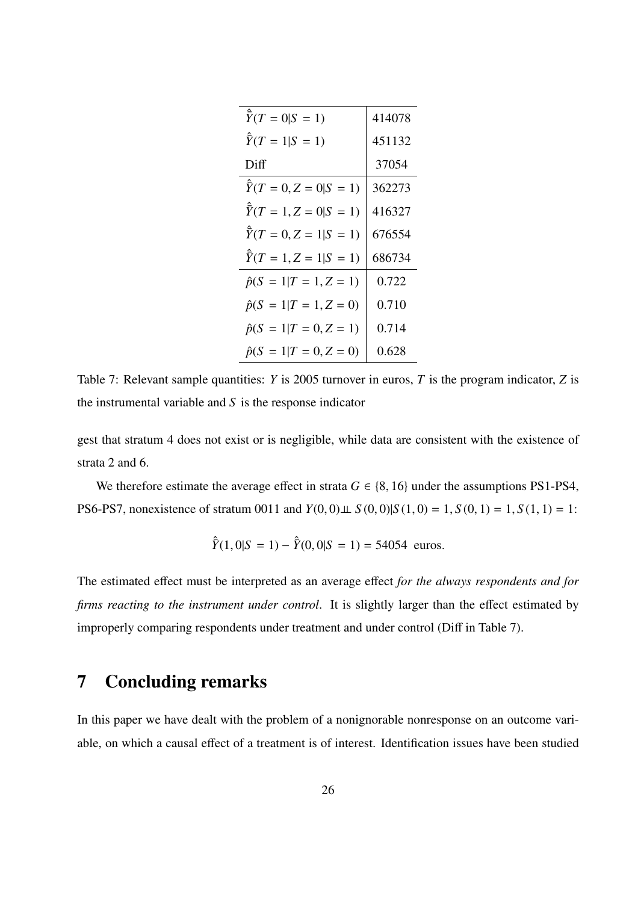| | |
|---|---|
| $\hat{\bar{Y}}(T = 0 \vert S = 1)$ | 414078 |
| $\hat{\bar{Y}}(T = 1 \vert S = 1)$ | 451132 |
| Diff | 37054 |
| $\hat{\bar{Y}}(T = 0, Z = 0 \vert S = 1)$ | 362273 |
| $\hat{\bar{Y}}(T = 1, Z = 0 \vert S = 1)$ | 416327 |
| $\hat{\bar{Y}}(T = 0, Z = 1 \vert S = 1)$ | 676554 |
| $\hat{\bar{Y}}(T = 1, Z = 1 \vert S = 1)$ | 686734 |
| $\hat{p}(S = 1 \vert T = 1, Z = 1)$ | 0.722 |
| $\hat{p}(S = 1 \vert T = 1, Z = 0)$ | 0.710 |
| $\hat{p}(S = 1 \vert T = 0, Z = 1)$ | 0.714 |
| $\hat{p}(S = 1 \vert T = 0, Z = 0)$ | 0.628 |

Table 7: Relevant sample quantities: $Y$ is 2005 turnover in euros, $T$ is the program indicator, $Z$ is the instrumental variable and $S$ is the response indicator

gest that stratum 4 does not exist or is negligible, while data are consistent with the existence of strata 2 and 6.

We therefore estimate the average effect in strata $G \in \{8, 16\}$ under the assumptions PS1-PS4, PS6-PS7, nonexistence of stratum 0011 and $Y(0,0) \perp\!\!\!\perp S(0,0) | S(1,0) = 1, S(0,1) = 1, S(1,1) = 1$:

$$\hat{\bar{Y}}(1, 0 | S = 1) - \hat{\bar{Y}}(0, 0 | S = 1) = 54054 \text{ euros.}$$

The estimated effect must be interpreted as an average effect *for the always respondents and for firms reacting to the instrument under control*. It is slightly larger than the effect estimated by improperly comparing respondents under treatment and under control (Diff in Table 7).

# 7 Concluding remarks

In this paper we have dealt with the problem of a nonignorable nonresponse on an outcome variable, on which a causal effect of a treatment is of interest. Identification issues have been studied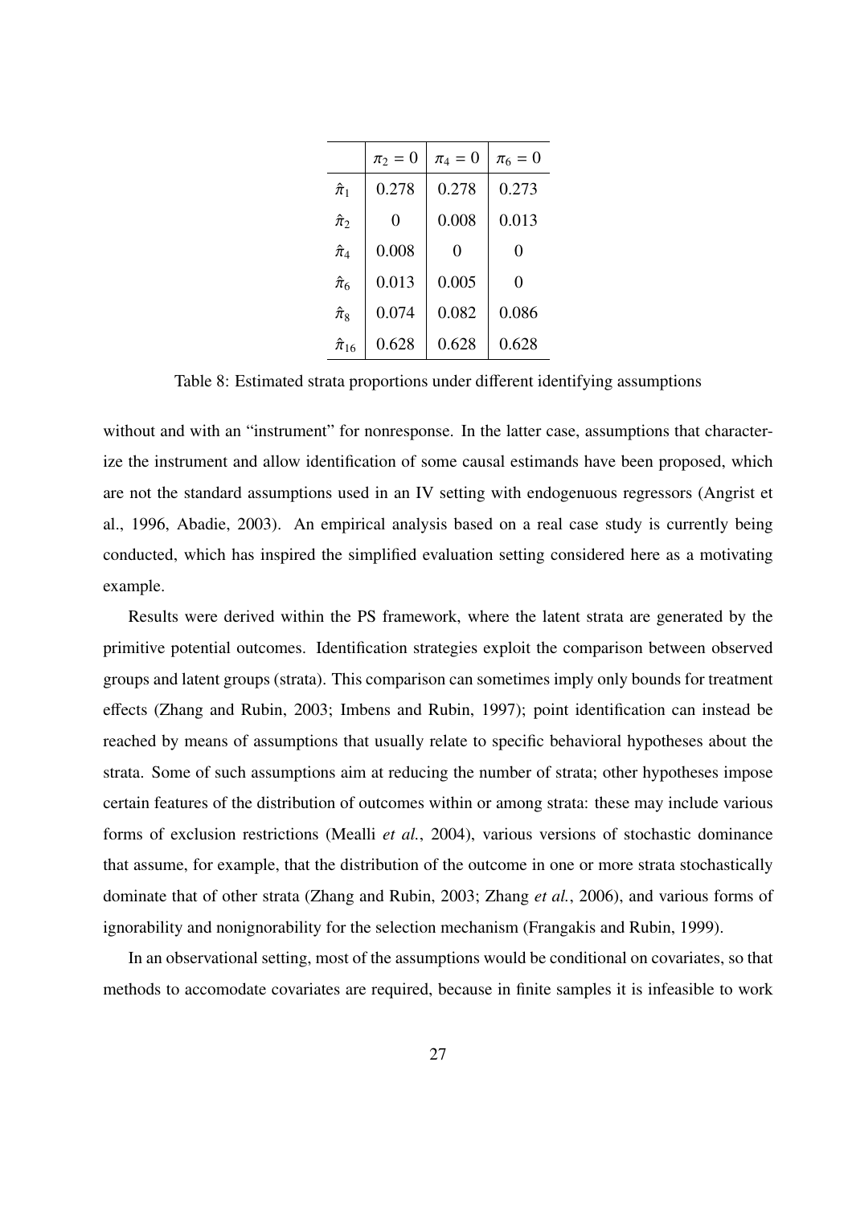|  | $\pi_2 = 0$ | $\pi_4 = 0$ | $\pi_6 = 0$ |
|---|---|---|---|
| $\hat{\pi}_1$ | 0.278 | 0.278 | 0.273 |
| $\hat{\pi}_2$ | 0 | 0.008 | 0.013 |
| $\hat{\pi}_4$ | 0.008 | 0 | 0 |
| $\hat{\pi}_6$ | 0.013 | 0.005 | 0 |
| $\hat{\pi}_8$ | 0.074 | 0.082 | 0.086 |
| $\hat{\pi}_{16}$ | 0.628 | 0.628 | 0.628 |

Table 8: Estimated strata proportions under different identifying assumptions

without and with an "instrument" for nonresponse. In the latter case, assumptions that characterize the instrument and allow identification of some causal estimands have been proposed, which are not the standard assumptions used in an IV setting with endogenuous regressors (Angrist et al., 1996, Abadie, 2003). An empirical analysis based on a real case study is currently being conducted, which has inspired the simplified evaluation setting considered here as a motivating example.

Results were derived within the PS framework, where the latent strata are generated by the primitive potential outcomes. Identification strategies exploit the comparison between observed groups and latent groups (strata). This comparison can sometimes imply only bounds for treatment effects (Zhang and Rubin, 2003; Imbens and Rubin, 1997); point identification can instead be reached by means of assumptions that usually relate to specific behavioral hypotheses about the strata. Some of such assumptions aim at reducing the number of strata; other hypotheses impose certain features of the distribution of outcomes within or among strata: these may include various forms of exclusion restrictions (Mealli *et al.*, 2004), various versions of stochastic dominance that assume, for example, that the distribution of the outcome in one or more strata stochastically dominate that of other strata (Zhang and Rubin, 2003; Zhang *et al.*, 2006), and various forms of ignorability and nonignorability for the selection mechanism (Frangakis and Rubin, 1999).

In an observational setting, most of the assumptions would be conditional on covariates, so that methods to accomodate covariates are required, because in finite samples it is infeasible to work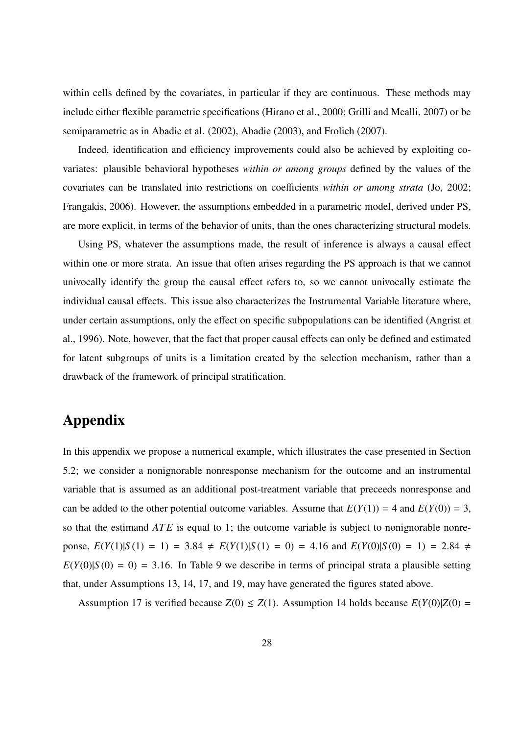within cells defined by the covariates, in particular if they are continuous. These methods may include either flexible parametric specifications (Hirano et al., 2000; Grilli and Mealli, 2007) or be semiparametric as in Abadie et al. (2002), Abadie (2003), and Frolich (2007).

Indeed, identification and efficiency improvements could also be achieved by exploiting covariates: plausible behavioral hypotheses *within or among groups* defined by the values of the covariates can be translated into restrictions on coefficients *within or among strata* (Jo, 2002; Frangakis, 2006). However, the assumptions embedded in a parametric model, derived under PS, are more explicit, in terms of the behavior of units, than the ones characterizing structural models.

Using PS, whatever the assumptions made, the result of inference is always a causal effect within one or more strata. An issue that often arises regarding the PS approach is that we cannot univocally identify the group the causal effect refers to, so we cannot univocally estimate the individual causal effects. This issue also characterizes the Instrumental Variable literature where, under certain assumptions, only the effect on specific subpopulations can be identified (Angrist et al., 1996). Note, however, that the fact that proper causal effects can only be defined and estimated for latent subgroups of units is a limitation created by the selection mechanism, rather than a drawback of the framework of principal stratification.

# Appendix

In this appendix we propose a numerical example, which illustrates the case presented in Section 5.2; we consider a nonignorable nonresponse mechanism for the outcome and an instrumental variable that is assumed as an additional post-treatment variable that preceeds nonresponse and can be added to the other potential outcome variables. Assume that $E(Y(1)) = 4$ and $E(Y(0)) = 3$, so that the estimand $ATE$ is equal to 1; the outcome variable is subject to nonignorable nonreponse, $E(Y(1)|S(1) = 1) = 3.84 \neq E(Y(1)|S(1) = 0) = 4.16$ and $E(Y(0)|S(0) = 1) = 2.84 \neq E(Y(0)|S(0) = 0) = 3.16$. In Table 9 we describe in terms of principal strata a plausible setting that, under Assumptions 13, 14, 17, and 19, may have generated the figures stated above.

Assumption 17 is verified because $Z(0) \leq Z(1)$. Assumption 14 holds because $E(Y(0)|Z(0) =$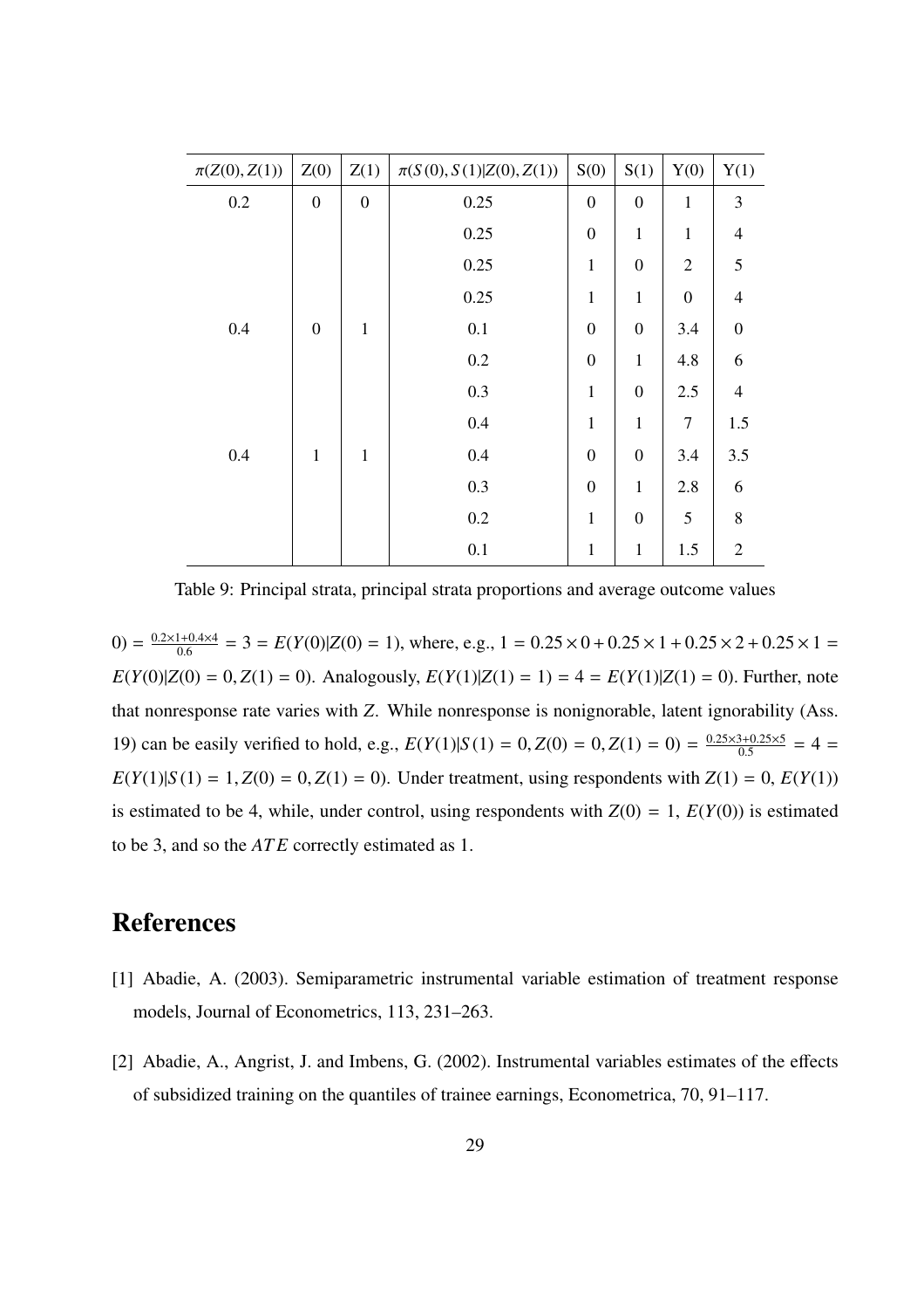| $\pi(Z(0), Z(1))$ | Z(0) | Z(1) | $\pi(S(0), S(1)\|Z(0), Z(1))$ | S(0) | S(1) | Y(0) | Y(1) |
|---|---|---|---|---|---|---|---|
| 0.2 | 0 | 0 | 0.25 | 0 | 0 | 1 | 3 |
| | | | 0.25 | 0 | 1 | 1 | 4 |
| | | | 0.25 | 1 | 0 | 2 | 5 |
| | | | 0.25 | 1 | 1 | 0 | 4 |
| 0.4 | 0 | 1 | 0.1 | 0 | 0 | 3.4 | 0 |
| | | | 0.2 | 0 | 1 | 4.8 | 6 |
| | | | 0.3 | 1 | 0 | 2.5 | 4 |
| | | | 0.4 | 1 | 1 | 7 | 1.5 |
| 0.4 | 1 | 1 | 0.4 | 0 | 0 | 3.4 | 3.5 |
| | | | 0.3 | 0 | 1 | 2.8 | 6 |
| | | | 0.2 | 1 | 0 | 5 | 8 |
| | | | 0.1 | 1 | 1 | 1.5 | 2 |

Table 9: Principal strata, principal strata proportions and average outcome values

$0) = \frac{0.2\times1+0.4\times4}{0.6} = 3 = E(Y(0)|Z(0) = 1)$, where, e.g., $1 = 0.25\times0+0.25\times1+0.25\times2+0.25\times1 = E(Y(0)|Z(0) = 0, Z(1) = 0)$. Analogously, $E(Y(1)|Z(1) = 1) = 4 = E(Y(1)|Z(1) = 0)$. Further, note that nonresponse rate varies with $Z$. While nonresponse is nonignorable, latent ignorability (Ass. 19) can be easily verified to hold, e.g., $E(Y(1)|S(1) = 0, Z(0) = 0, Z(1) = 0) = \frac{0.25\times3+0.25\times5}{0.5} = 4 = E(Y(1)|S(1) = 1, Z(0) = 0, Z(1) = 0)$. Under treatment, using respondents with $Z(1) = 0$, $E(Y(1))$ is estimated to be 4, while, under control, using respondents with $Z(0) = 1$, $E(Y(0))$ is estimated to be 3, and so the $ATE$ correctly estimated as 1.

# References

[1] Abadie, A. (2003). Semiparametric instrumental variable estimation of treatment response models, Journal of Econometrics, 113, 231–263.

[2] Abadie, A., Angrist, J. and Imbens, G. (2002). Instrumental variables estimates of the effects of subsidized training on the quantiles of trainee earnings, Econometrica, 70, 91–117.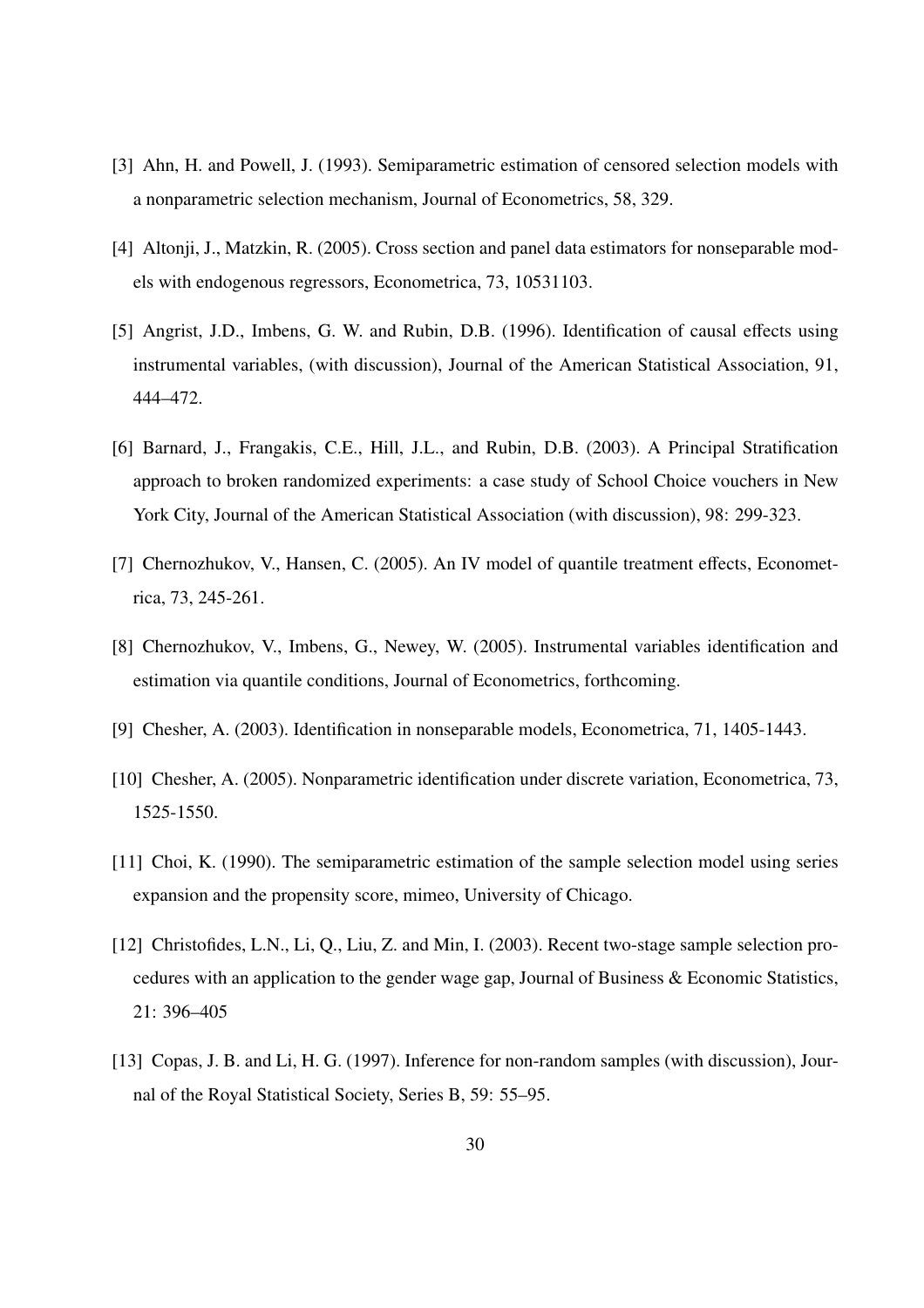[3] Ahn, H. and Powell, J. (1993). Semiparametric estimation of censored selection models with a nonparametric selection mechanism, Journal of Econometrics, 58, 329.

[4] Altonji, J., Matzkin, R. (2005). Cross section and panel data estimators for nonseparable models with endogenous regressors, Econometrica, 73, 10531103.

[5] Angrist, J.D., Imbens, G. W. and Rubin, D.B. (1996). Identification of causal effects using instrumental variables, (with discussion), Journal of the American Statistical Association, 91, 444–472.

[6] Barnard, J., Frangakis, C.E., Hill, J.L., and Rubin, D.B. (2003). A Principal Stratification approach to broken randomized experiments: a case study of School Choice vouchers in New York City, Journal of the American Statistical Association (with discussion), 98: 299-323.

[7] Chernozhukov, V., Hansen, C. (2005). An IV model of quantile treatment effects, Econometrica, 73, 245-261.

[8] Chernozhukov, V., Imbens, G., Newey, W. (2005). Instrumental variables identification and estimation via quantile conditions, Journal of Econometrics, forthcoming.

[9] Chesher, A. (2003). Identification in nonseparable models, Econometrica, 71, 1405-1443.

[10] Chesher, A. (2005). Nonparametric identification under discrete variation, Econometrica, 73, 1525-1550.

[11] Choi, K. (1990). The semiparametric estimation of the sample selection model using series expansion and the propensity score, mimeo, University of Chicago.

[12] Christofides, L.N., Li, Q., Liu, Z. and Min, I. (2003). Recent two-stage sample selection procedures with an application to the gender wage gap, Journal of Business & Economic Statistics, 21: 396–405

[13] Copas, J. B. and Li, H. G. (1997). Inference for non-random samples (with discussion), Journal of the Royal Statistical Society, Series B, 59: 55–95.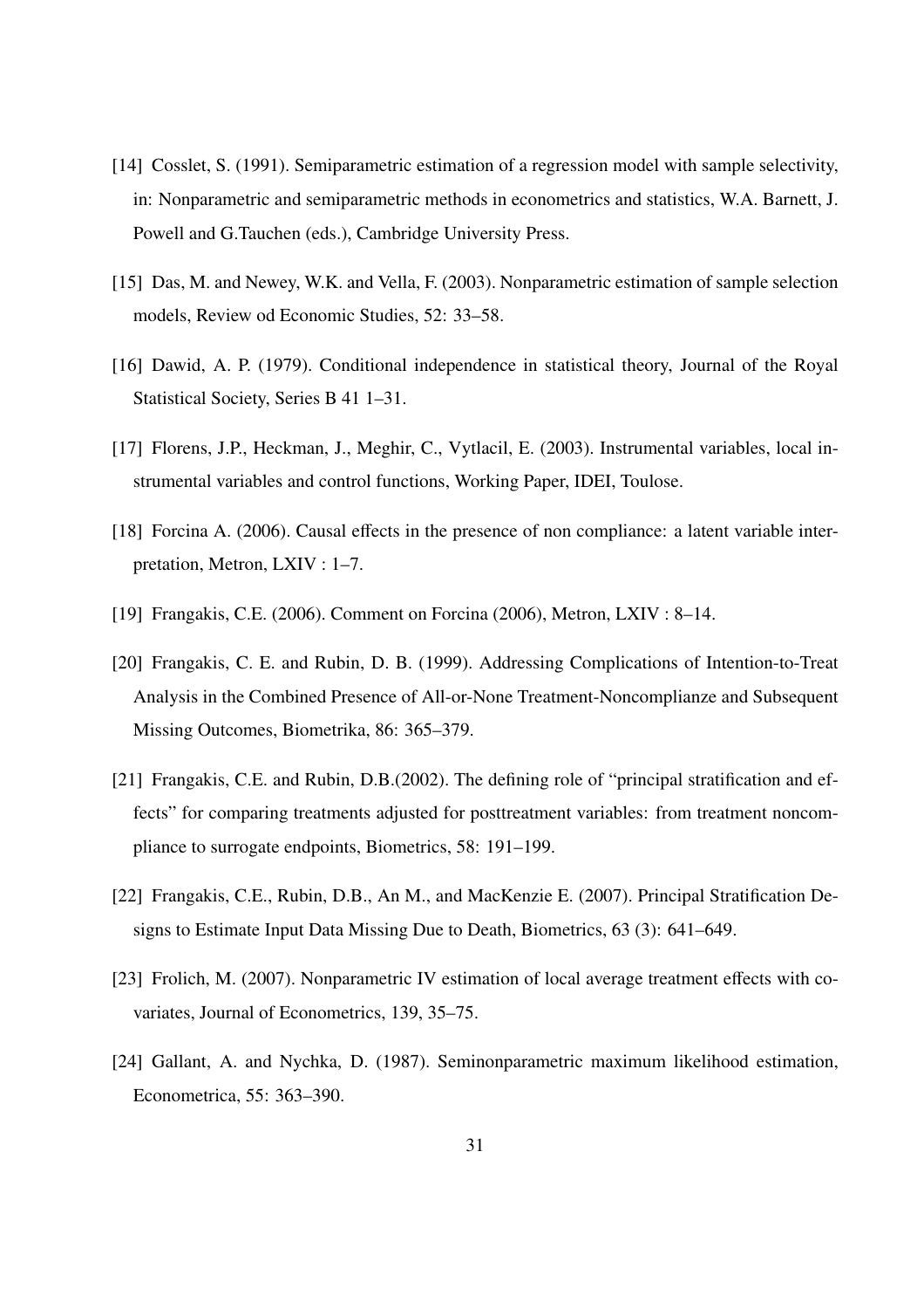[14] Cosslet, S. (1991). Semiparametric estimation of a regression model with sample selectivity, in: Nonparametric and semiparametric methods in econometrics and statistics, W.A. Barnett, J. Powell and G.Tauchen (eds.), Cambridge University Press.

[15] Das, M. and Newey, W.K. and Vella, F. (2003). Nonparametric estimation of sample selection models, Review od Economic Studies, 52: 33–58.

[16] Dawid, A. P. (1979). Conditional independence in statistical theory, Journal of the Royal Statistical Society, Series B 41 1–31.

[17] Florens, J.P., Heckman, J., Meghir, C., Vytlacil, E. (2003). Instrumental variables, local instrumental variables and control functions, Working Paper, IDEI, Toulose.

[18] Forcina A. (2006). Causal effects in the presence of non compliance: a latent variable interpretation, Metron, LXIV : 1–7.

[19] Frangakis, C.E. (2006). Comment on Forcina (2006), Metron, LXIV : 8–14.

[20] Frangakis, C. E. and Rubin, D. B. (1999). Addressing Complications of Intention-to-Treat Analysis in the Combined Presence of All-or-None Treatment-Noncomplianze and Subsequent Missing Outcomes, Biometrika, 86: 365–379.

[21] Frangakis, C.E. and Rubin, D.B.(2002). The defining role of "principal stratification and effects" for comparing treatments adjusted for posttreatment variables: from treatment noncompliance to surrogate endpoints, Biometrics, 58: 191–199.

[22] Frangakis, C.E., Rubin, D.B., An M., and MacKenzie E. (2007). Principal Stratification Designs to Estimate Input Data Missing Due to Death, Biometrics, 63 (3): 641–649.

[23] Frolich, M. (2007). Nonparametric IV estimation of local average treatment effects with covariates, Journal of Econometrics, 139, 35–75.

[24] Gallant, A. and Nychka, D. (1987). Seminonparametric maximum likelihood estimation, Econometrica, 55: 363–390.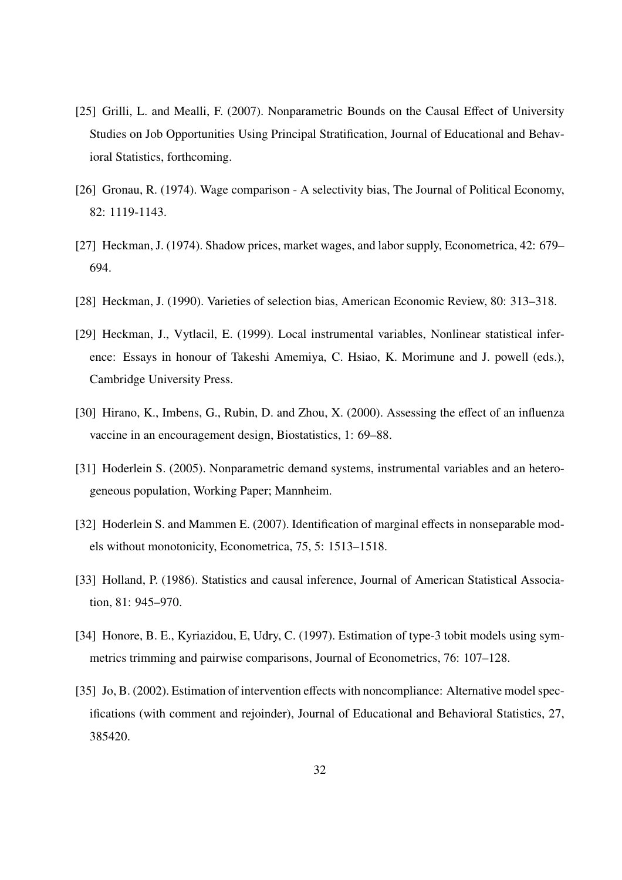[25] Grilli, L. and Mealli, F. (2007). Nonparametric Bounds on the Causal Effect of University Studies on Job Opportunities Using Principal Stratification, Journal of Educational and Behavioral Statistics, forthcoming.

[26] Gronau, R. (1974). Wage comparison - A selectivity bias, The Journal of Political Economy, 82: 1119-1143.

[27] Heckman, J. (1974). Shadow prices, market wages, and labor supply, Econometrica, 42: 679–694.

[28] Heckman, J. (1990). Varieties of selection bias, American Economic Review, 80: 313–318.

[29] Heckman, J., Vytlacil, E. (1999). Local instrumental variables, Nonlinear statistical inference: Essays in honour of Takeshi Amemiya, C. Hsiao, K. Morimune and J. powell (eds.), Cambridge University Press.

[30] Hirano, K., Imbens, G., Rubin, D. and Zhou, X. (2000). Assessing the effect of an influenza vaccine in an encouragement design, Biostatistics, 1: 69–88.

[31] Hoderlein S. (2005). Nonparametric demand systems, instrumental variables and an heterogeneous population, Working Paper; Mannheim.

[32] Hoderlein S. and Mammen E. (2007). Identification of marginal effects in nonseparable models without monotonicity, Econometrica, 75, 5: 1513–1518.

[33] Holland, P. (1986). Statistics and causal inference, Journal of American Statistical Association, 81: 945–970.

[34] Honore, B. E., Kyriazidou, E, Udry, C. (1997). Estimation of type-3 tobit models using symmetrics trimming and pairwise comparisons, Journal of Econometrics, 76: 107–128.

[35] Jo, B. (2002). Estimation of intervention effects with noncompliance: Alternative model specifications (with comment and rejoinder), Journal of Educational and Behavioral Statistics, 27, 385420.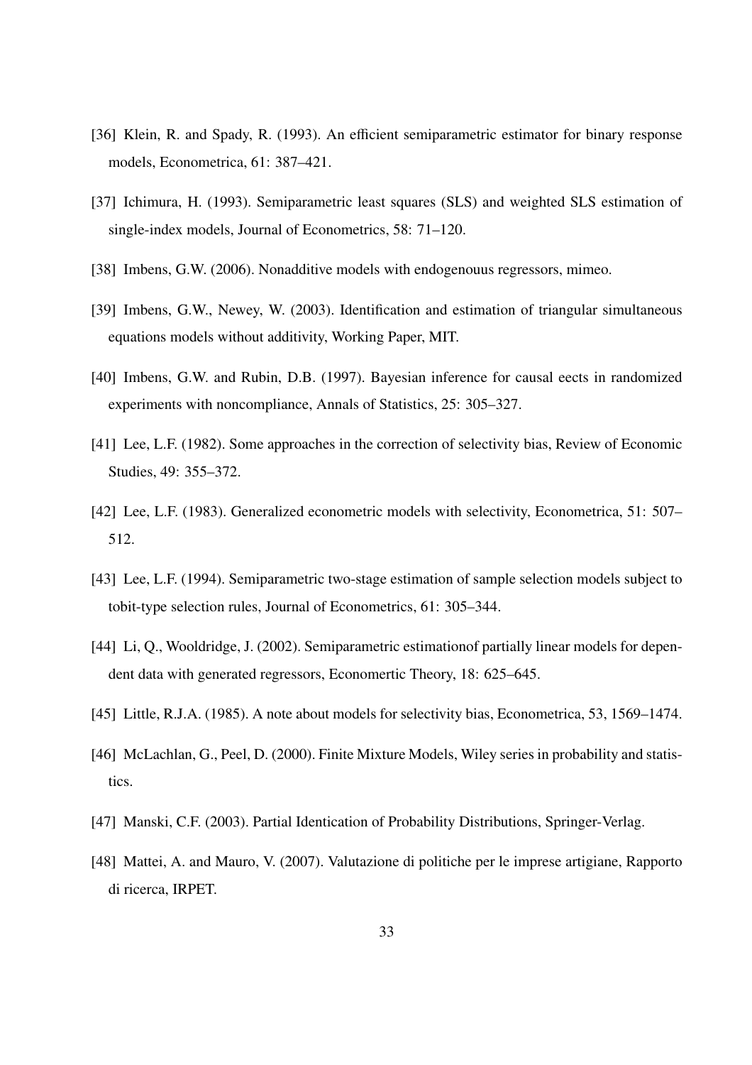[36] Klein, R. and Spady, R. (1993). An efficient semiparametric estimator for binary response models, Econometrica, 61: 387–421.

[37] Ichimura, H. (1993). Semiparametric least squares (SLS) and weighted SLS estimation of single-index models, Journal of Econometrics, 58: 71–120.

[38] Imbens, G.W. (2006). Nonadditive models with endogenouus regressors, mimeo.

[39] Imbens, G.W., Newey, W. (2003). Identification and estimation of triangular simultaneous equations models without additivity, Working Paper, MIT.

[40] Imbens, G.W. and Rubin, D.B. (1997). Bayesian inference for causal eects in randomized experiments with noncompliance, Annals of Statistics, 25: 305–327.

[41] Lee, L.F. (1982). Some approaches in the correction of selectivity bias, Review of Economic Studies, 49: 355–372.

[42] Lee, L.F. (1983). Generalized econometric models with selectivity, Econometrica, 51: 507–512.

[43] Lee, L.F. (1994). Semiparametric two-stage estimation of sample selection models subject to tobit-type selection rules, Journal of Econometrics, 61: 305–344.

[44] Li, Q., Wooldridge, J. (2002). Semiparametric estimationof partially linear models for dependent data with generated regressors, Economertic Theory, 18: 625–645.

[45] Little, R.J.A. (1985). A note about models for selectivity bias, Econometrica, 53, 1569–1474.

[46] McLachlan, G., Peel, D. (2000). Finite Mixture Models, Wiley series in probability and statistics.

[47] Manski, C.F. (2003). Partial Identication of Probability Distributions, Springer-Verlag.

[48] Mattei, A. and Mauro, V. (2007). Valutazione di politiche per le imprese artigiane, Rapporto di ricerca, IRPET.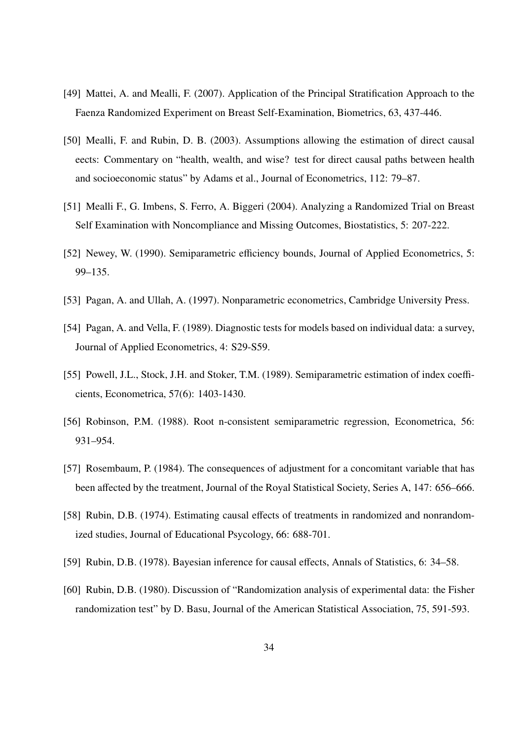[49] Mattei, A. and Mealli, F. (2007). Application of the Principal Stratification Approach to the Faenza Randomized Experiment on Breast Self-Examination, Biometrics, 63, 437-446.

[50] Mealli, F. and Rubin, D. B. (2003). Assumptions allowing the estimation of direct causal eects: Commentary on "health, wealth, and wise? test for direct causal paths between health and socioeconomic status" by Adams et al., Journal of Econometrics, 112: 79–87.

[51] Mealli F., G. Imbens, S. Ferro, A. Biggeri (2004). Analyzing a Randomized Trial on Breast Self Examination with Noncompliance and Missing Outcomes, Biostatistics, 5: 207-222.

[52] Newey, W. (1990). Semiparametric efficiency bounds, Journal of Applied Econometrics, 5: 99–135.

[53] Pagan, A. and Ullah, A. (1997). Nonparametric econometrics, Cambridge University Press.

[54] Pagan, A. and Vella, F. (1989). Diagnostic tests for models based on individual data: a survey, Journal of Applied Econometrics, 4: S29-S59.

[55] Powell, J.L., Stock, J.H. and Stoker, T.M. (1989). Semiparametric estimation of index coefficients, Econometrica, 57(6): 1403-1430.

[56] Robinson, P.M. (1988). Root n-consistent semiparametric regression, Econometrica, 56: 931–954.

[57] Rosembaum, P. (1984). The consequences of adjustment for a concomitant variable that has been affected by the treatment, Journal of the Royal Statistical Society, Series A, 147: 656–666.

[58] Rubin, D.B. (1974). Estimating causal effects of treatments in randomized and nonrandomized studies, Journal of Educational Psycology, 66: 688-701.

[59] Rubin, D.B. (1978). Bayesian inference for causal effects, Annals of Statistics, 6: 34–58.

[60] Rubin, D.B. (1980). Discussion of "Randomization analysis of experimental data: the Fisher randomization test" by D. Basu, Journal of the American Statistical Association, 75, 591-593.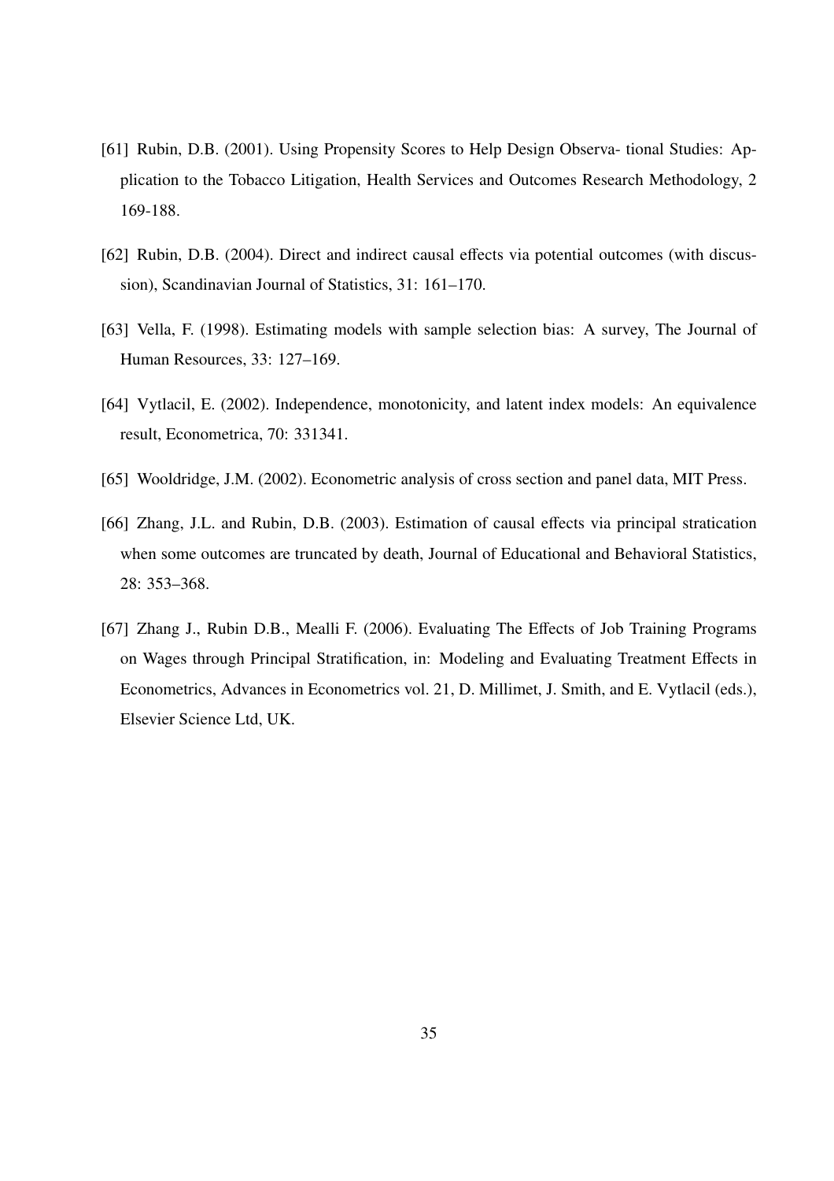[61] Rubin, D.B. (2001). Using Propensity Scores to Help Design Observa- tional Studies: Application to the Tobacco Litigation, Health Services and Outcomes Research Methodology, 2 169-188.

[62] Rubin, D.B. (2004). Direct and indirect causal effects via potential outcomes (with discussion), Scandinavian Journal of Statistics, 31: 161–170.

[63] Vella, F. (1998). Estimating models with sample selection bias: A survey, The Journal of Human Resources, 33: 127–169.

[64] Vytlacil, E. (2002). Independence, monotonicity, and latent index models: An equivalence result, Econometrica, 70: 331341.

[65] Wooldridge, J.M. (2002). Econometric analysis of cross section and panel data, MIT Press.

[66] Zhang, J.L. and Rubin, D.B. (2003). Estimation of causal effects via principal stratication when some outcomes are truncated by death, Journal of Educational and Behavioral Statistics, 28: 353–368.

[67] Zhang J., Rubin D.B., Mealli F. (2006). Evaluating The Effects of Job Training Programs on Wages through Principal Stratification, in: Modeling and Evaluating Treatment Effects in Econometrics, Advances in Econometrics vol. 21, D. Millimet, J. Smith, and E. Vytlacil (eds.), Elsevier Science Ltd, UK.